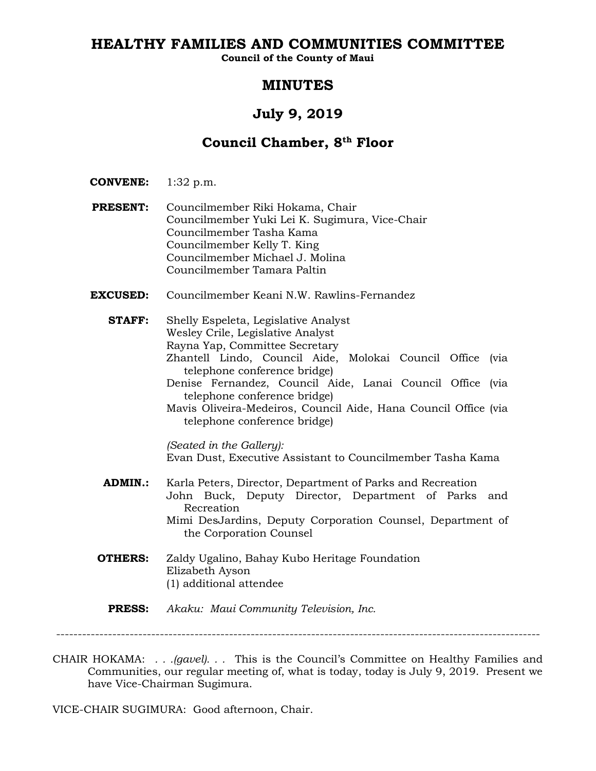# HEALTHY FAMILIES AND COMMUNITIES COMMITTEE

**Council of the County of Maui**

## MINUTES

## July 9, 2019

## Council Chamber, 8th Floor

**CONVENE:** 1:32 p.m.

**PRESENT:** Councilmember Riki Hokama, Chair
Councilmember Yuki Lei K. Sugimura, Vice-Chair
Councilmember Tasha Kama
Councilmember Kelly T. King
Councilmember Michael J. Molina
Councilmember Tamara Paltin

**EXCUSED:** Councilmember Keani N.W. Rawlins-Fernandez

**STAFF:** Shelly Espeleta, Legislative Analyst
Wesley Crile, Legislative Analyst
Rayna Yap, Committee Secretary
Zhantell Lindo, Council Aide, Molokai Council Office (via telephone conference bridge)
Denise Fernandez, Council Aide, Lanai Council Office (via telephone conference bridge)
Mavis Oliveira-Medeiros, Council Aide, Hana Council Office (via telephone conference bridge)

*(Seated in the Gallery):*
Evan Dust, Executive Assistant to Councilmember Tasha Kama

**ADMIN.:** Karla Peters, Director, Department of Parks and Recreation
John Buck, Deputy Director, Department of Parks and Recreation
Mimi DesJardins, Deputy Corporation Counsel, Department of the Corporation Counsel

**OTHERS:** Zaldy Ugalino, Bahay Kubo Heritage Foundation
Elizabeth Ayson
(1) additional attendee

**PRESS:** *Akaku: Maui Community Television, Inc.*

---

CHAIR HOKAMA: *. . .(gavel). . .* This is the Council's Committee on Healthy Families and Communities, our regular meeting of, what is today, today is July 9, 2019. Present we have Vice-Chairman Sugimura.

VICE-CHAIR SUGIMURA: Good afternoon, Chair.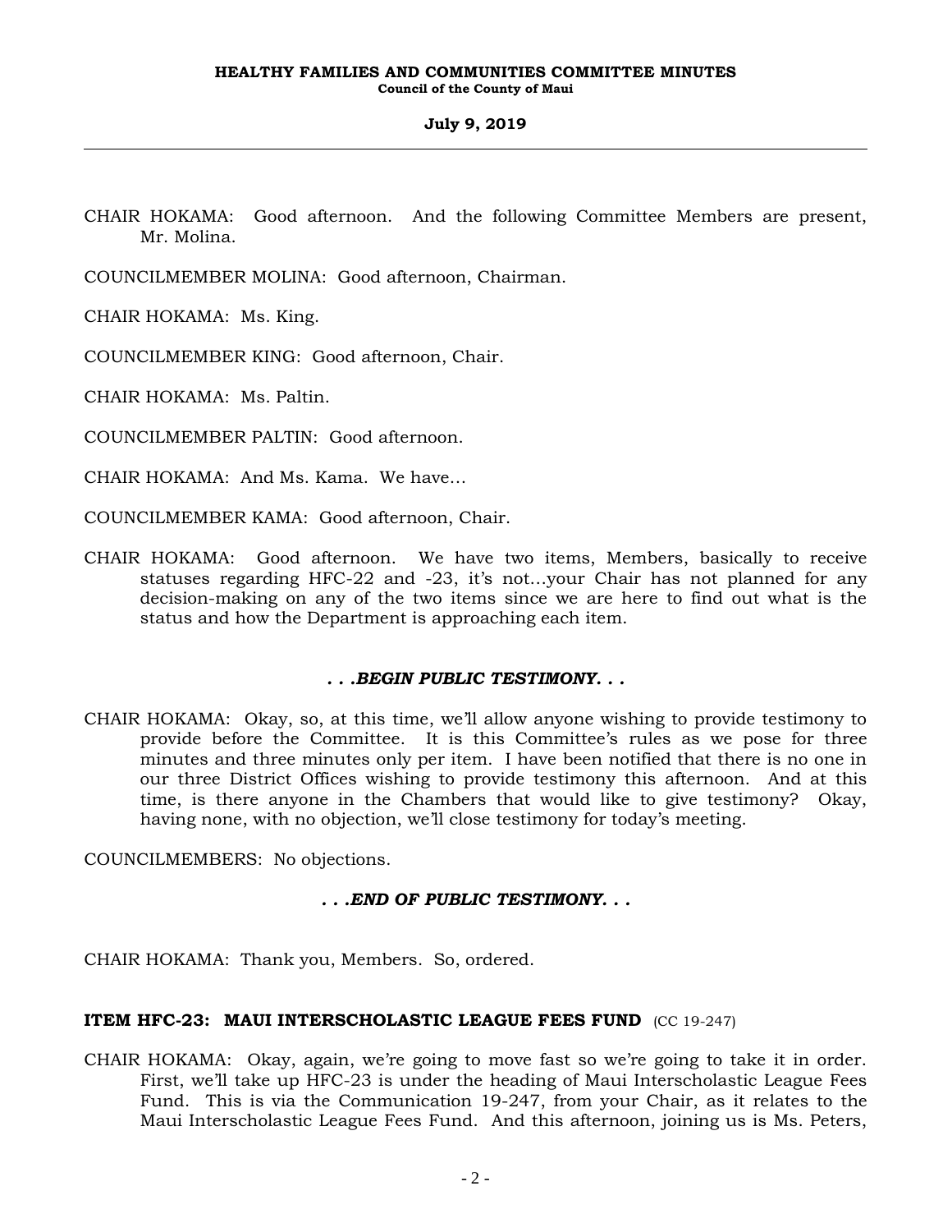CHAIR HOKAMA: Good afternoon. And the following Committee Members are present, Mr. Molina.

COUNCILMEMBER MOLINA: Good afternoon, Chairman.

CHAIR HOKAMA: Ms. King.

COUNCILMEMBER KING: Good afternoon, Chair.

CHAIR HOKAMA: Ms. Paltin.

COUNCILMEMBER PALTIN: Good afternoon.

CHAIR HOKAMA: And Ms. Kama. We have...

COUNCILMEMBER KAMA: Good afternoon, Chair.

CHAIR HOKAMA: Good afternoon. We have two items, Members, basically to receive statuses regarding HFC-22 and -23, it's not...your Chair has not planned for any decision-making on any of the two items since we are here to find out what is the status and how the Department is approaching each item.

***. . .BEGIN PUBLIC TESTIMONY. . .***

CHAIR HOKAMA: Okay, so, at this time, we'll allow anyone wishing to provide testimony to provide before the Committee. It is this Committee's rules as we pose for three minutes and three minutes only per item. I have been notified that there is no one in our three District Offices wishing to provide testimony this afternoon. And at this time, is there anyone in the Chambers that would like to give testimony? Okay, having none, with no objection, we'll close testimony for today's meeting.

COUNCILMEMBERS: No objections.

***. . .END OF PUBLIC TESTIMONY. . .***

CHAIR HOKAMA: Thank you, Members. So, ordered.

**ITEM HFC-23: MAUI INTERSCHOLASTIC LEAGUE FEES FUND** (CC 19-247)

CHAIR HOKAMA: Okay, again, we're going to move fast so we're going to take it in order. First, we'll take up HFC-23 is under the heading of Maui Interscholastic League Fees Fund. This is via the Communication 19-247, from your Chair, as it relates to the Maui Interscholastic League Fees Fund. And this afternoon, joining us is Ms. Peters,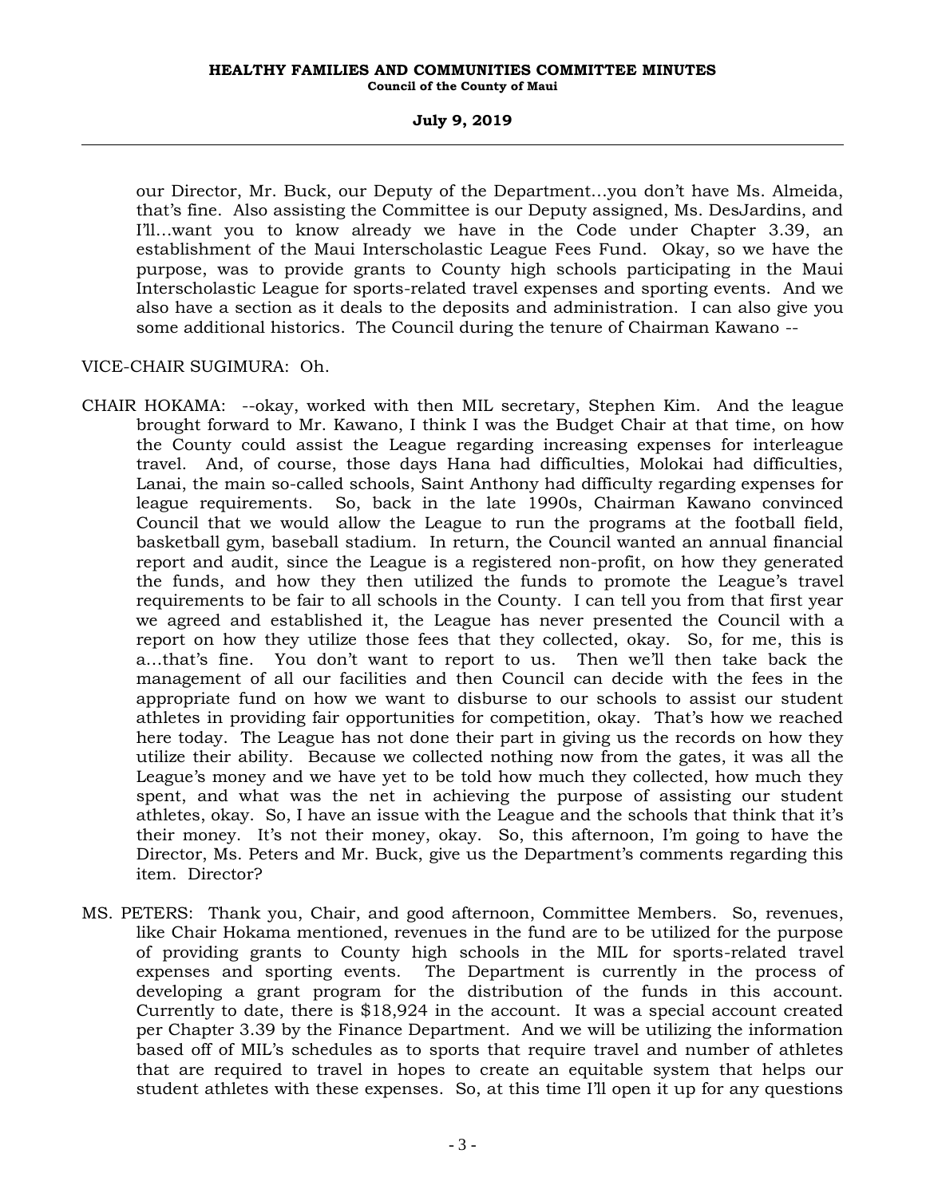our Director, Mr. Buck, our Deputy of the Department...you don't have Ms. Almeida, that's fine. Also assisting the Committee is our Deputy assigned, Ms. DesJardins, and I'll...want you to know already we have in the Code under Chapter 3.39, an establishment of the Maui Interscholastic League Fees Fund. Okay, so we have the purpose, was to provide grants to County high schools participating in the Maui Interscholastic League for sports-related travel expenses and sporting events. And we also have a section as it deals to the deposits and administration. I can also give you some additional historics. The Council during the tenure of Chairman Kawano --

VICE-CHAIR SUGIMURA: Oh.

CHAIR HOKAMA: --okay, worked with then MIL secretary, Stephen Kim. And the league brought forward to Mr. Kawano, I think I was the Budget Chair at that time, on how the County could assist the League regarding increasing expenses for interleague travel. And, of course, those days Hana had difficulties, Molokai had difficulties, Lanai, the main so-called schools, Saint Anthony had difficulty regarding expenses for league requirements. So, back in the late 1990s, Chairman Kawano convinced Council that we would allow the League to run the programs at the football field, basketball gym, baseball stadium. In return, the Council wanted an annual financial report and audit, since the League is a registered non-profit, on how they generated the funds, and how they then utilized the funds to promote the League's travel requirements to be fair to all schools in the County. I can tell you from that first year we agreed and established it, the League has never presented the Council with a report on how they utilize those fees that they collected, okay. So, for me, this is a...that's fine. You don't want to report to us. Then we'll then take back the management of all our facilities and then Council can decide with the fees in the appropriate fund on how we want to disburse to our schools to assist our student athletes in providing fair opportunities for competition, okay. That's how we reached here today. The League has not done their part in giving us the records on how they utilize their ability. Because we collected nothing now from the gates, it was all the League's money and we have yet to be told how much they collected, how much they spent, and what was the net in achieving the purpose of assisting our student athletes, okay. So, I have an issue with the League and the schools that think that it's their money. It's not their money, okay. So, this afternoon, I'm going to have the Director, Ms. Peters and Mr. Buck, give us the Department's comments regarding this item. Director?

MS. PETERS: Thank you, Chair, and good afternoon, Committee Members. So, revenues, like Chair Hokama mentioned, revenues in the fund are to be utilized for the purpose of providing grants to County high schools in the MIL for sports-related travel expenses and sporting events. The Department is currently in the process of developing a grant program for the distribution of the funds in this account. Currently to date, there is $18,924 in the account. It was a special account created per Chapter 3.39 by the Finance Department. And we will be utilizing the information based off of MIL's schedules as to sports that require travel and number of athletes that are required to travel in hopes to create an equitable system that helps our student athletes with these expenses. So, at this time I'll open it up for any questions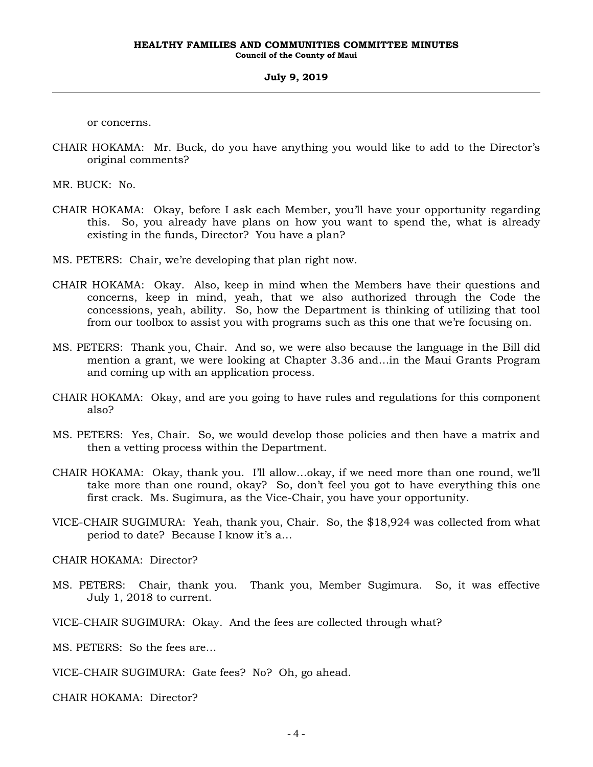or concerns.

CHAIR HOKAMA: Mr. Buck, do you have anything you would like to add to the Director's original comments?

MR. BUCK: No.

CHAIR HOKAMA: Okay, before I ask each Member, you'll have your opportunity regarding this. So, you already have plans on how you want to spend the, what is already existing in the funds, Director? You have a plan?

MS. PETERS: Chair, we're developing that plan right now.

CHAIR HOKAMA: Okay. Also, keep in mind when the Members have their questions and concerns, keep in mind, yeah, that we also authorized through the Code the concessions, yeah, ability. So, how the Department is thinking of utilizing that tool from our toolbox to assist you with programs such as this one that we're focusing on.

MS. PETERS: Thank you, Chair. And so, we were also because the language in the Bill did mention a grant, we were looking at Chapter 3.36 and...in the Maui Grants Program and coming up with an application process.

CHAIR HOKAMA: Okay, and are you going to have rules and regulations for this component also?

MS. PETERS: Yes, Chair. So, we would develop those policies and then have a matrix and then a vetting process within the Department.

CHAIR HOKAMA: Okay, thank you. I'll allow...okay, if we need more than one round, we'll take more than one round, okay? So, don't feel you got to have everything this one first crack. Ms. Sugimura, as the Vice-Chair, you have your opportunity.

VICE-CHAIR SUGIMURA: Yeah, thank you, Chair. So, the $18,924 was collected from what period to date? Because I know it's a...

CHAIR HOKAMA: Director?

MS. PETERS: Chair, thank you. Thank you, Member Sugimura. So, it was effective July 1, 2018 to current.

VICE-CHAIR SUGIMURA: Okay. And the fees are collected through what?

MS. PETERS: So the fees are...

VICE-CHAIR SUGIMURA: Gate fees? No? Oh, go ahead.

CHAIR HOKAMA: Director?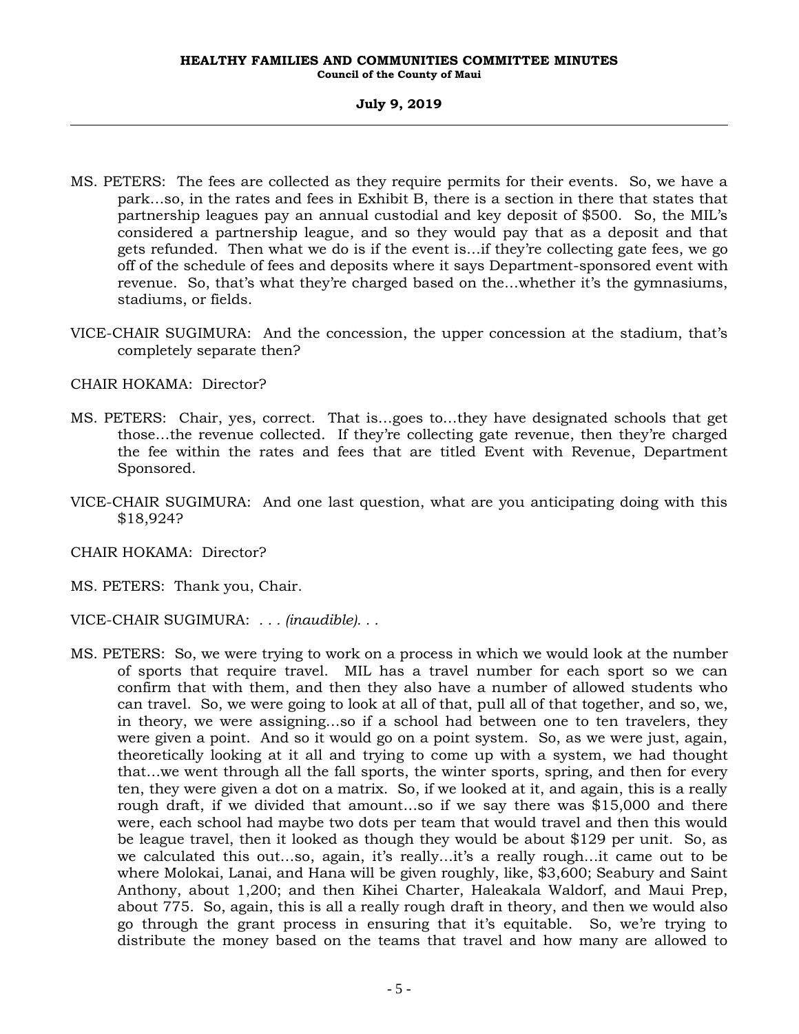MS. PETERS: The fees are collected as they require permits for their events. So, we have a park...so, in the rates and fees in Exhibit B, there is a section in there that states that partnership leagues pay an annual custodial and key deposit of $500. So, the MIL's considered a partnership league, and so they would pay that as a deposit and that gets refunded. Then what we do is if the event is...if they're collecting gate fees, we go off of the schedule of fees and deposits where it says Department-sponsored event with revenue. So, that's what they're charged based on the...whether it's the gymnasiums, stadiums, or fields.

VICE-CHAIR SUGIMURA: And the concession, the upper concession at the stadium, that's completely separate then?

CHAIR HOKAMA: Director?

MS. PETERS: Chair, yes, correct. That is...goes to...they have designated schools that get those...the revenue collected. If they're collecting gate revenue, then they're charged the fee within the rates and fees that are titled Event with Revenue, Department Sponsored.

VICE-CHAIR SUGIMURA: And one last question, what are you anticipating doing with this $18,924?

CHAIR HOKAMA: Director?

MS. PETERS: Thank you, Chair.

VICE-CHAIR SUGIMURA: *. . . (inaudible). . .*

MS. PETERS: So, we were trying to work on a process in which we would look at the number of sports that require travel. MIL has a travel number for each sport so we can confirm that with them, and then they also have a number of allowed students who can travel. So, we were going to look at all of that, pull all of that together, and so, we, in theory, we were assigning...so if a school had between one to ten travelers, they were given a point. And so it would go on a point system. So, as we were just, again, theoretically looking at it all and trying to come up with a system, we had thought that...we went through all the fall sports, the winter sports, spring, and then for every ten, they were given a dot on a matrix. So, if we looked at it, and again, this is a really rough draft, if we divided that amount...so if we say there was $15,000 and there were, each school had maybe two dots per team that would travel and then this would be league travel, then it looked as though they would be about $129 per unit. So, as we calculated this out...so, again, it's really...it's a really rough...it came out to be where Molokai, Lanai, and Hana will be given roughly, like, $3,600; Seabury and Saint Anthony, about 1,200; and then Kihei Charter, Haleakala Waldorf, and Maui Prep, about 775. So, again, this is all a really rough draft in theory, and then we would also go through the grant process in ensuring that it's equitable. So, we're trying to distribute the money based on the teams that travel and how many are allowed to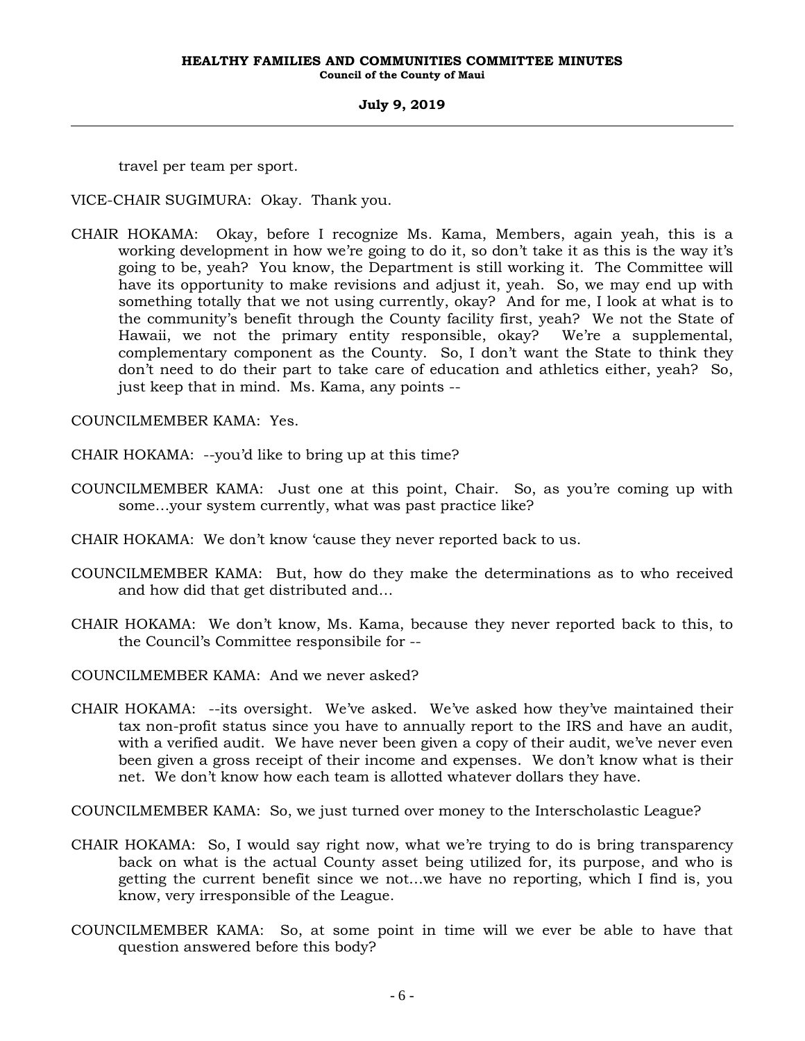travel per team per sport.

VICE-CHAIR SUGIMURA: Okay. Thank you.

CHAIR HOKAMA: Okay, before I recognize Ms. Kama, Members, again yeah, this is a working development in how we're going to do it, so don't take it as this is the way it's going to be, yeah? You know, the Department is still working it. The Committee will have its opportunity to make revisions and adjust it, yeah. So, we may end up with something totally that we not using currently, okay? And for me, I look at what is to the community's benefit through the County facility first, yeah? We not the State of Hawaii, we not the primary entity responsible, okay? We're a supplemental, complementary component as the County. So, I don't want the State to think they don't need to do their part to take care of education and athletics either, yeah? So, just keep that in mind. Ms. Kama, any points --

COUNCILMEMBER KAMA: Yes.

CHAIR HOKAMA: --you'd like to bring up at this time?

COUNCILMEMBER KAMA: Just one at this point, Chair. So, as you're coming up with some…your system currently, what was past practice like?

CHAIR HOKAMA: We don't know 'cause they never reported back to us.

COUNCILMEMBER KAMA: But, how do they make the determinations as to who received and how did that get distributed and…

CHAIR HOKAMA: We don't know, Ms. Kama, because they never reported back to this, to the Council's Committee responsibile for --

COUNCILMEMBER KAMA: And we never asked?

CHAIR HOKAMA: --its oversight. We've asked. We've asked how they've maintained their tax non-profit status since you have to annually report to the IRS and have an audit, with a verified audit. We have never been given a copy of their audit, we've never even been given a gross receipt of their income and expenses. We don't know what is their net. We don't know how each team is allotted whatever dollars they have.

COUNCILMEMBER KAMA: So, we just turned over money to the Interscholastic League?

CHAIR HOKAMA: So, I would say right now, what we're trying to do is bring transparency back on what is the actual County asset being utilized for, its purpose, and who is getting the current benefit since we not…we have no reporting, which I find is, you know, very irresponsible of the League.

COUNCILMEMBER KAMA: So, at some point in time will we ever be able to have that question answered before this body?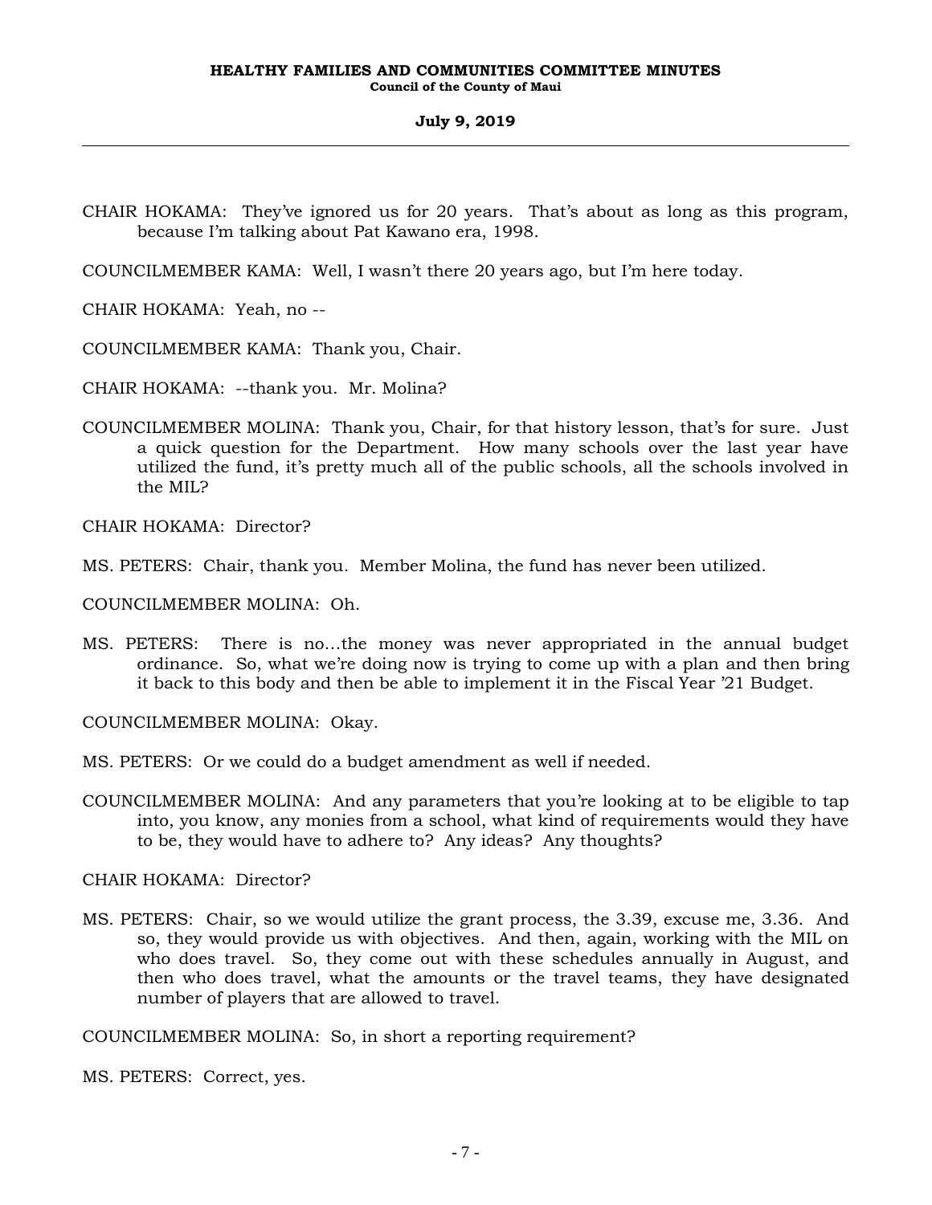CHAIR HOKAMA: They've ignored us for 20 years. That's about as long as this program, because I'm talking about Pat Kawano era, 1998.

COUNCILMEMBER KAMA: Well, I wasn't there 20 years ago, but I'm here today.

CHAIR HOKAMA: Yeah, no --

COUNCILMEMBER KAMA: Thank you, Chair.

CHAIR HOKAMA: --thank you. Mr. Molina?

COUNCILMEMBER MOLINA: Thank you, Chair, for that history lesson, that's for sure. Just a quick question for the Department. How many schools over the last year have utilized the fund, it's pretty much all of the public schools, all the schools involved in the MIL?

CHAIR HOKAMA: Director?

MS. PETERS: Chair, thank you. Member Molina, the fund has never been utilized.

COUNCILMEMBER MOLINA: Oh.

MS. PETERS: There is no...the money was never appropriated in the annual budget ordinance. So, what we're doing now is trying to come up with a plan and then bring it back to this body and then be able to implement it in the Fiscal Year '21 Budget.

COUNCILMEMBER MOLINA: Okay.

MS. PETERS: Or we could do a budget amendment as well if needed.

COUNCILMEMBER MOLINA: And any parameters that you're looking at to be eligible to tap into, you know, any monies from a school, what kind of requirements would they have to be, they would have to adhere to? Any ideas? Any thoughts?

CHAIR HOKAMA: Director?

MS. PETERS: Chair, so we would utilize the grant process, the 3.39, excuse me, 3.36. And so, they would provide us with objectives. And then, again, working with the MIL on who does travel. So, they come out with these schedules annually in August, and then who does travel, what the amounts or the travel teams, they have designated number of players that are allowed to travel.

COUNCILMEMBER MOLINA: So, in short a reporting requirement?

MS. PETERS: Correct, yes.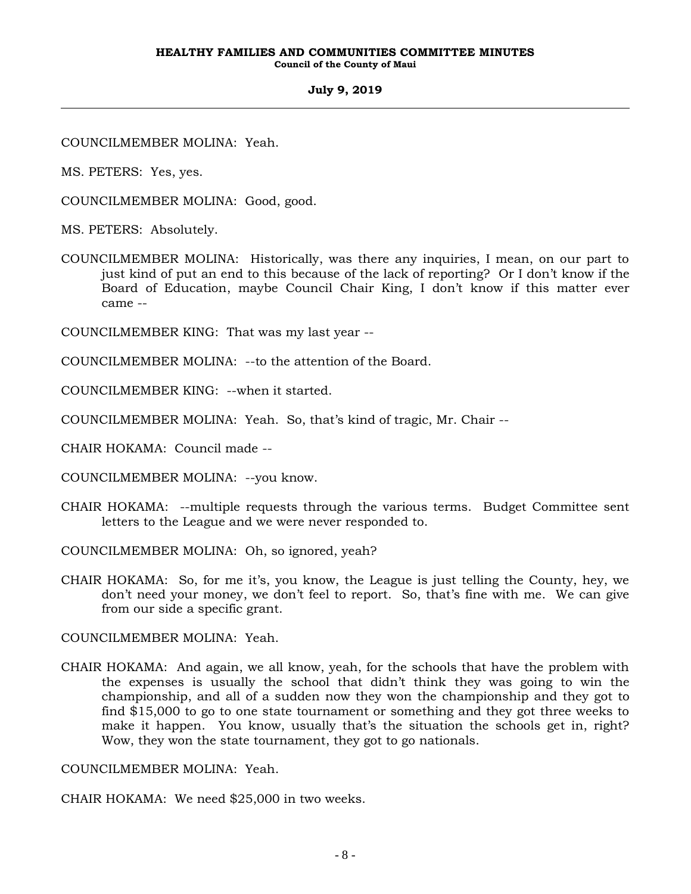COUNCILMEMBER MOLINA: Yeah.

MS. PETERS: Yes, yes.

COUNCILMEMBER MOLINA: Good, good.

MS. PETERS: Absolutely.

COUNCILMEMBER MOLINA: Historically, was there any inquiries, I mean, on our part to just kind of put an end to this because of the lack of reporting? Or I don't know if the Board of Education, maybe Council Chair King, I don't know if this matter ever came --

COUNCILMEMBER KING: That was my last year --

COUNCILMEMBER MOLINA: --to the attention of the Board.

COUNCILMEMBER KING: --when it started.

COUNCILMEMBER MOLINA: Yeah. So, that's kind of tragic, Mr. Chair --

CHAIR HOKAMA: Council made --

COUNCILMEMBER MOLINA: --you know.

CHAIR HOKAMA: --multiple requests through the various terms. Budget Committee sent letters to the League and we were never responded to.

COUNCILMEMBER MOLINA: Oh, so ignored, yeah?

CHAIR HOKAMA: So, for me it's, you know, the League is just telling the County, hey, we don't need your money, we don't feel to report. So, that's fine with me. We can give from our side a specific grant.

COUNCILMEMBER MOLINA: Yeah.

CHAIR HOKAMA: And again, we all know, yeah, for the schools that have the problem with the expenses is usually the school that didn't think they was going to win the championship, and all of a sudden now they won the championship and they got to find $15,000 to go to one state tournament or something and they got three weeks to make it happen. You know, usually that's the situation the schools get in, right? Wow, they won the state tournament, they got to go nationals.

COUNCILMEMBER MOLINA: Yeah.

CHAIR HOKAMA: We need $25,000 in two weeks.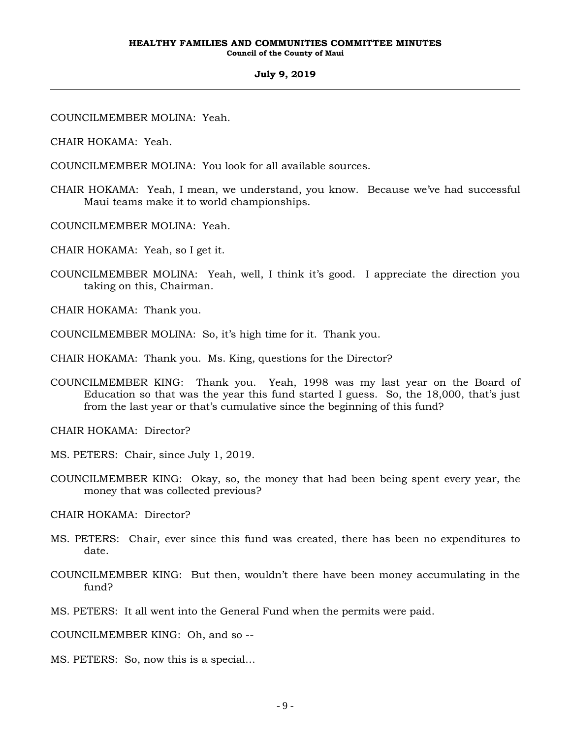COUNCILMEMBER MOLINA: Yeah.

CHAIR HOKAMA: Yeah.

COUNCILMEMBER MOLINA: You look for all available sources.

CHAIR HOKAMA: Yeah, I mean, we understand, you know. Because we've had successful Maui teams make it to world championships.

COUNCILMEMBER MOLINA: Yeah.

CHAIR HOKAMA: Yeah, so I get it.

COUNCILMEMBER MOLINA: Yeah, well, I think it's good. I appreciate the direction you taking on this, Chairman.

CHAIR HOKAMA: Thank you.

COUNCILMEMBER MOLINA: So, it's high time for it. Thank you.

CHAIR HOKAMA: Thank you. Ms. King, questions for the Director?

COUNCILMEMBER KING: Thank you. Yeah, 1998 was my last year on the Board of Education so that was the year this fund started I guess. So, the 18,000, that's just from the last year or that's cumulative since the beginning of this fund?

CHAIR HOKAMA: Director?

MS. PETERS: Chair, since July 1, 2019.

COUNCILMEMBER KING: Okay, so, the money that had been being spent every year, the money that was collected previous?

CHAIR HOKAMA: Director?

MS. PETERS: Chair, ever since this fund was created, there has been no expenditures to date.

COUNCILMEMBER KING: But then, wouldn't there have been money accumulating in the fund?

MS. PETERS: It all went into the General Fund when the permits were paid.

COUNCILMEMBER KING: Oh, and so --

MS. PETERS: So, now this is a special...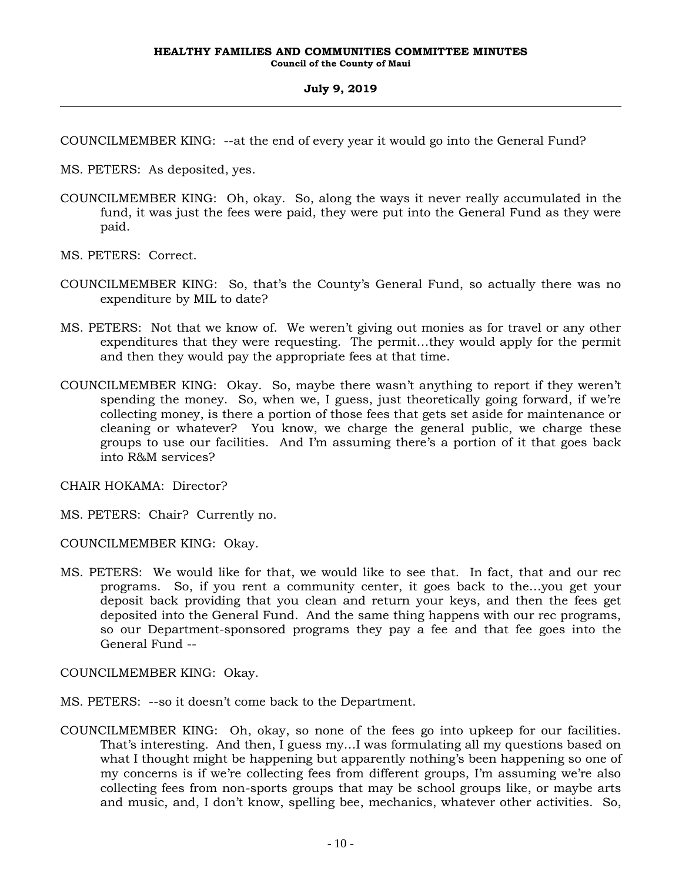COUNCILMEMBER KING: --at the end of every year it would go into the General Fund?

MS. PETERS: As deposited, yes.

COUNCILMEMBER KING: Oh, okay. So, along the ways it never really accumulated in the fund, it was just the fees were paid, they were put into the General Fund as they were paid.

MS. PETERS: Correct.

COUNCILMEMBER KING: So, that's the County's General Fund, so actually there was no expenditure by MIL to date?

MS. PETERS: Not that we know of. We weren't giving out monies as for travel or any other expenditures that they were requesting. The permit…they would apply for the permit and then they would pay the appropriate fees at that time.

COUNCILMEMBER KING: Okay. So, maybe there wasn't anything to report if they weren't spending the money. So, when we, I guess, just theoretically going forward, if we're collecting money, is there a portion of those fees that gets set aside for maintenance or cleaning or whatever? You know, we charge the general public, we charge these groups to use our facilities. And I'm assuming there's a portion of it that goes back into R&M services?

CHAIR HOKAMA: Director?

MS. PETERS: Chair? Currently no.

COUNCILMEMBER KING: Okay.

MS. PETERS: We would like for that, we would like to see that. In fact, that and our rec programs. So, if you rent a community center, it goes back to the…you get your deposit back providing that you clean and return your keys, and then the fees get deposited into the General Fund. And the same thing happens with our rec programs, so our Department-sponsored programs they pay a fee and that fee goes into the General Fund --

COUNCILMEMBER KING: Okay.

MS. PETERS: --so it doesn't come back to the Department.

COUNCILMEMBER KING: Oh, okay, so none of the fees go into upkeep for our facilities. That's interesting. And then, I guess my…I was formulating all my questions based on what I thought might be happening but apparently nothing's been happening so one of my concerns is if we're collecting fees from different groups, I'm assuming we're also collecting fees from non-sports groups that may be school groups like, or maybe arts and music, and, I don't know, spelling bee, mechanics, whatever other activities. So,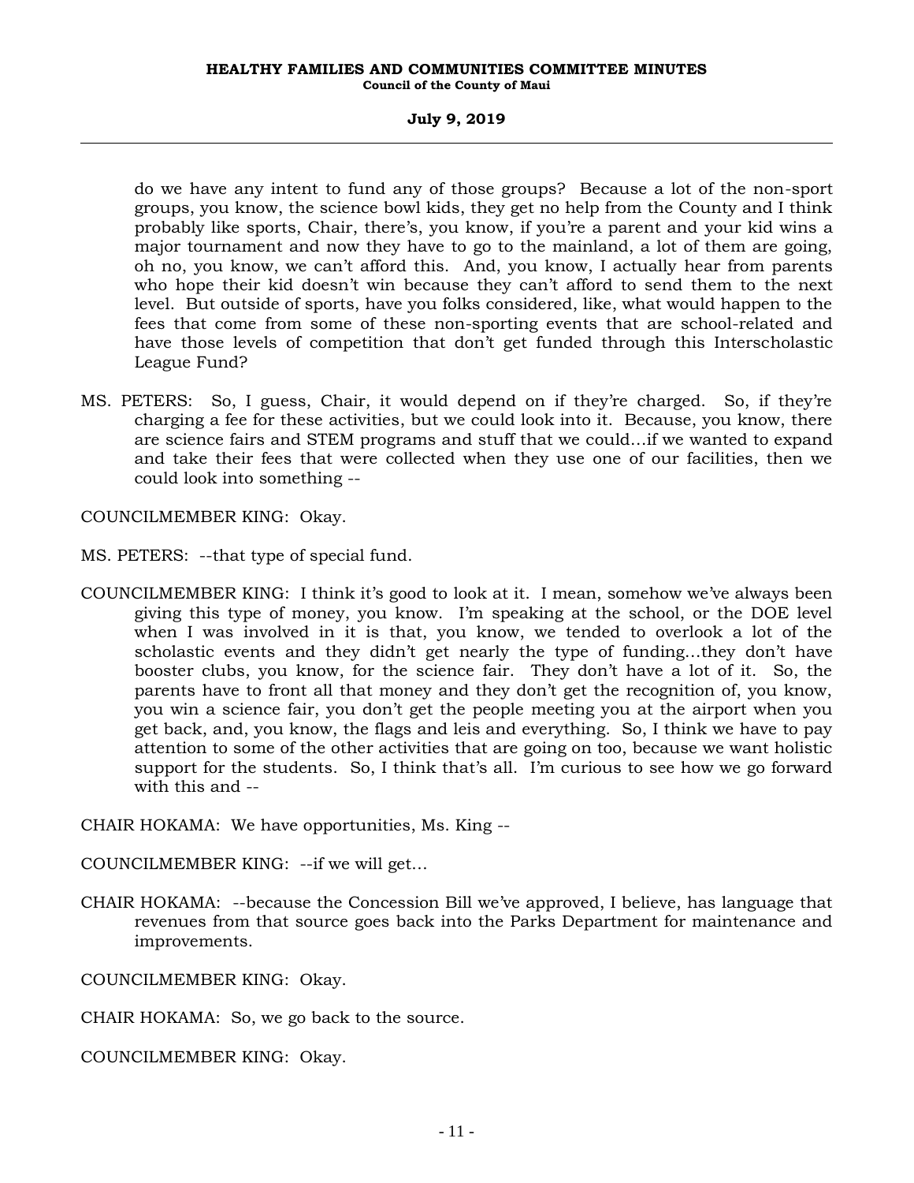do we have any intent to fund any of those groups? Because a lot of the non-sport groups, you know, the science bowl kids, they get no help from the County and I think probably like sports, Chair, there's, you know, if you're a parent and your kid wins a major tournament and now they have to go to the mainland, a lot of them are going, oh no, you know, we can't afford this. And, you know, I actually hear from parents who hope their kid doesn't win because they can't afford to send them to the next level. But outside of sports, have you folks considered, like, what would happen to the fees that come from some of these non-sporting events that are school-related and have those levels of competition that don't get funded through this Interscholastic League Fund?

MS. PETERS: So, I guess, Chair, it would depend on if they're charged. So, if they're charging a fee for these activities, but we could look into it. Because, you know, there are science fairs and STEM programs and stuff that we could…if we wanted to expand and take their fees that were collected when they use one of our facilities, then we could look into something --

COUNCILMEMBER KING: Okay.

MS. PETERS: --that type of special fund.

COUNCILMEMBER KING: I think it's good to look at it. I mean, somehow we've always been giving this type of money, you know. I'm speaking at the school, or the DOE level when I was involved in it is that, you know, we tended to overlook a lot of the scholastic events and they didn't get nearly the type of funding…they don't have booster clubs, you know, for the science fair. They don't have a lot of it. So, the parents have to front all that money and they don't get the recognition of, you know, you win a science fair, you don't get the people meeting you at the airport when you get back, and, you know, the flags and leis and everything. So, I think we have to pay attention to some of the other activities that are going on too, because we want holistic support for the students. So, I think that's all. I'm curious to see how we go forward with this and --

CHAIR HOKAMA: We have opportunities, Ms. King --

COUNCILMEMBER KING: --if we will get…

CHAIR HOKAMA: --because the Concession Bill we've approved, I believe, has language that revenues from that source goes back into the Parks Department for maintenance and improvements.

COUNCILMEMBER KING: Okay.

CHAIR HOKAMA: So, we go back to the source.

COUNCILMEMBER KING: Okay.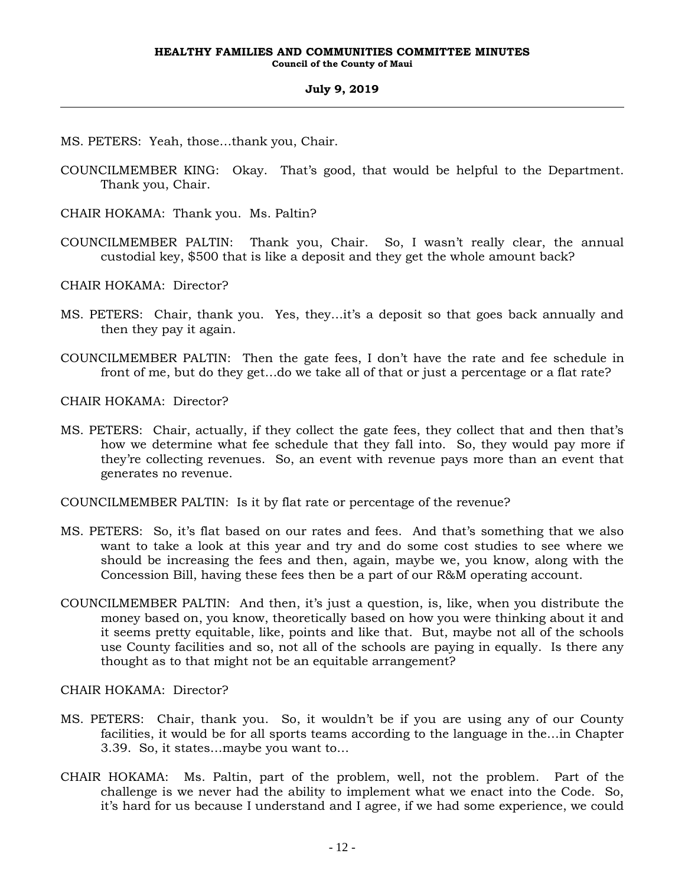MS. PETERS: Yeah, those…thank you, Chair.

COUNCILMEMBER KING: Okay. That's good, that would be helpful to the Department. Thank you, Chair.

CHAIR HOKAMA: Thank you. Ms. Paltin?

COUNCILMEMBER PALTIN: Thank you, Chair. So, I wasn't really clear, the annual custodial key, $500 that is like a deposit and they get the whole amount back?

CHAIR HOKAMA: Director?

MS. PETERS: Chair, thank you. Yes, they…it's a deposit so that goes back annually and then they pay it again.

COUNCILMEMBER PALTIN: Then the gate fees, I don't have the rate and fee schedule in front of me, but do they get…do we take all of that or just a percentage or a flat rate?

CHAIR HOKAMA: Director?

MS. PETERS: Chair, actually, if they collect the gate fees, they collect that and then that's how we determine what fee schedule that they fall into. So, they would pay more if they're collecting revenues. So, an event with revenue pays more than an event that generates no revenue.

COUNCILMEMBER PALTIN: Is it by flat rate or percentage of the revenue?

MS. PETERS: So, it's flat based on our rates and fees. And that's something that we also want to take a look at this year and try and do some cost studies to see where we should be increasing the fees and then, again, maybe we, you know, along with the Concession Bill, having these fees then be a part of our R&M operating account.

COUNCILMEMBER PALTIN: And then, it's just a question, is, like, when you distribute the money based on, you know, theoretically based on how you were thinking about it and it seems pretty equitable, like, points and like that. But, maybe not all of the schools use County facilities and so, not all of the schools are paying in equally. Is there any thought as to that might not be an equitable arrangement?

CHAIR HOKAMA: Director?

MS. PETERS: Chair, thank you. So, it wouldn't be if you are using any of our County facilities, it would be for all sports teams according to the language in the…in Chapter 3.39. So, it states…maybe you want to…

CHAIR HOKAMA: Ms. Paltin, part of the problem, well, not the problem. Part of the challenge is we never had the ability to implement what we enact into the Code. So, it's hard for us because I understand and I agree, if we had some experience, we could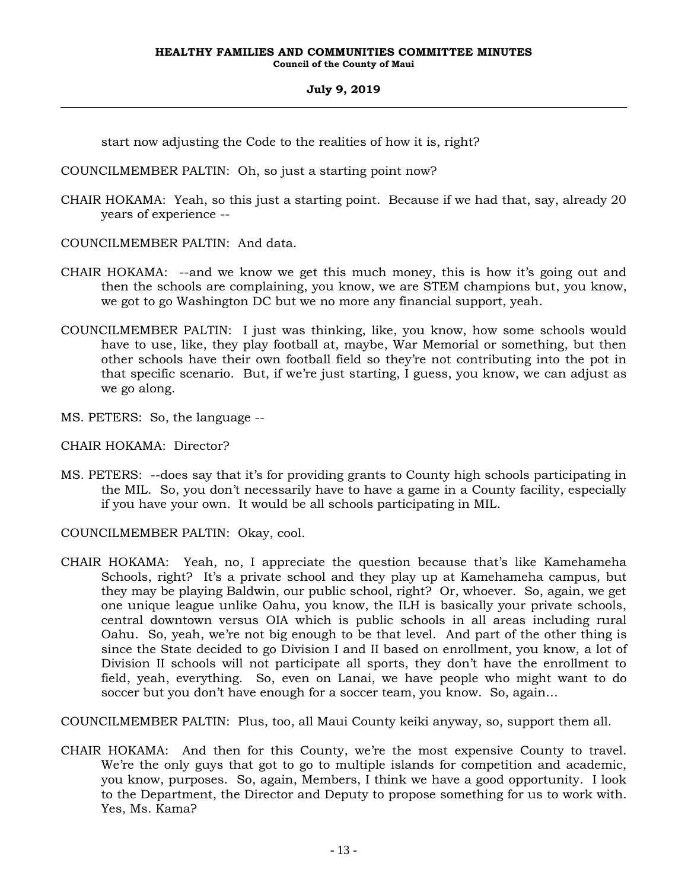start now adjusting the Code to the realities of how it is, right?

COUNCILMEMBER PALTIN: Oh, so just a starting point now?

CHAIR HOKAMA: Yeah, so this just a starting point. Because if we had that, say, already 20 years of experience --

COUNCILMEMBER PALTIN: And data.

CHAIR HOKAMA: --and we know we get this much money, this is how it's going out and then the schools are complaining, you know, we are STEM champions but, you know, we got to go Washington DC but we no more any financial support, yeah.

COUNCILMEMBER PALTIN: I just was thinking, like, you know, how some schools would have to use, like, they play football at, maybe, War Memorial or something, but then other schools have their own football field so they're not contributing into the pot in that specific scenario. But, if we're just starting, I guess, you know, we can adjust as we go along.

MS. PETERS: So, the language --

CHAIR HOKAMA: Director?

MS. PETERS: --does say that it's for providing grants to County high schools participating in the MIL. So, you don't necessarily have to have a game in a County facility, especially if you have your own. It would be all schools participating in MIL.

COUNCILMEMBER PALTIN: Okay, cool.

CHAIR HOKAMA: Yeah, no, I appreciate the question because that's like Kamehameha Schools, right? It's a private school and they play up at Kamehameha campus, but they may be playing Baldwin, our public school, right? Or, whoever. So, again, we get one unique league unlike Oahu, you know, the ILH is basically your private schools, central downtown versus OIA which is public schools in all areas including rural Oahu. So, yeah, we're not big enough to be that level. And part of the other thing is since the State decided to go Division I and II based on enrollment, you know, a lot of Division II schools will not participate all sports, they don't have the enrollment to field, yeah, everything. So, even on Lanai, we have people who might want to do soccer but you don't have enough for a soccer team, you know. So, again...

COUNCILMEMBER PALTIN: Plus, too, all Maui County keiki anyway, so, support them all.

CHAIR HOKAMA: And then for this County, we're the most expensive County to travel. We're the only guys that got to go to multiple islands for competition and academic, you know, purposes. So, again, Members, I think we have a good opportunity. I look to the Department, the Director and Deputy to propose something for us to work with. Yes, Ms. Kama?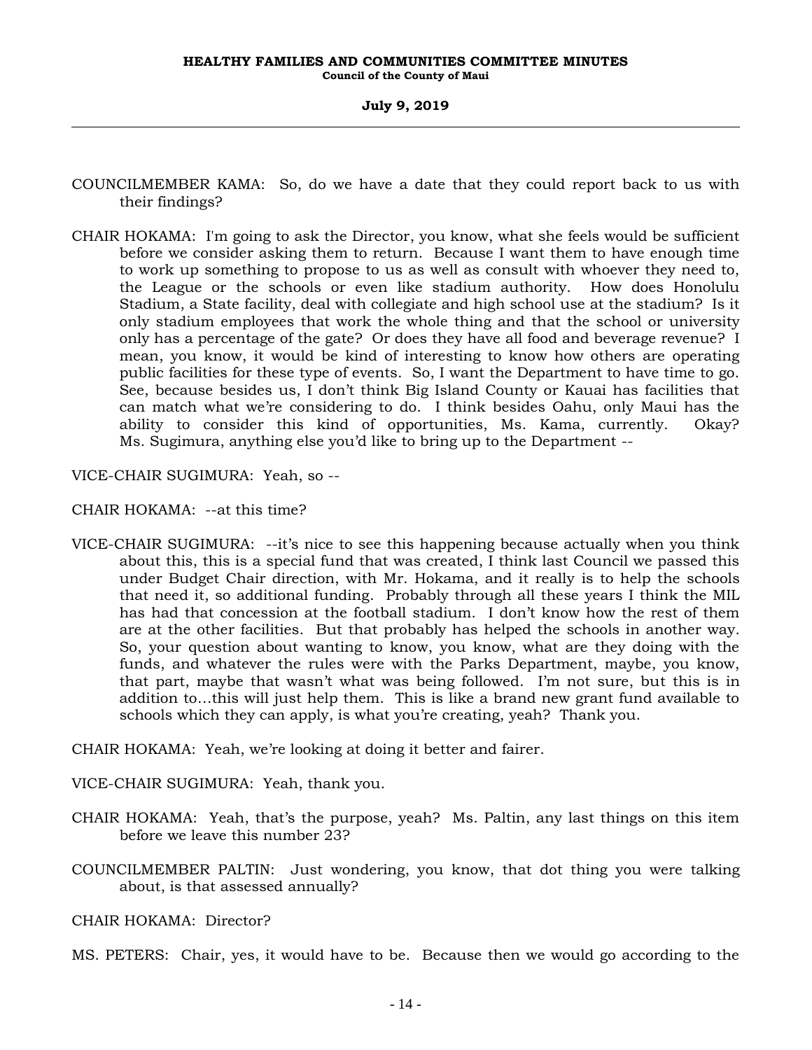COUNCILMEMBER KAMA: So, do we have a date that they could report back to us with their findings?

CHAIR HOKAMA: I'm going to ask the Director, you know, what she feels would be sufficient before we consider asking them to return. Because I want them to have enough time to work up something to propose to us as well as consult with whoever they need to, the League or the schools or even like stadium authority. How does Honolulu Stadium, a State facility, deal with collegiate and high school use at the stadium? Is it only stadium employees that work the whole thing and that the school or university only has a percentage of the gate? Or does they have all food and beverage revenue? I mean, you know, it would be kind of interesting to know how others are operating public facilities for these type of events. So, I want the Department to have time to go. See, because besides us, I don't think Big Island County or Kauai has facilities that can match what we're considering to do. I think besides Oahu, only Maui has the ability to consider this kind of opportunities, Ms. Kama, currently. Okay? Ms. Sugimura, anything else you'd like to bring up to the Department --

VICE-CHAIR SUGIMURA: Yeah, so --

CHAIR HOKAMA: --at this time?

VICE-CHAIR SUGIMURA: --it's nice to see this happening because actually when you think about this, this is a special fund that was created, I think last Council we passed this under Budget Chair direction, with Mr. Hokama, and it really is to help the schools that need it, so additional funding. Probably through all these years I think the MIL has had that concession at the football stadium. I don't know how the rest of them are at the other facilities. But that probably has helped the schools in another way. So, your question about wanting to know, you know, what are they doing with the funds, and whatever the rules were with the Parks Department, maybe, you know, that part, maybe that wasn't what was being followed. I'm not sure, but this is in addition to...this will just help them. This is like a brand new grant fund available to schools which they can apply, is what you're creating, yeah? Thank you.

CHAIR HOKAMA: Yeah, we're looking at doing it better and fairer.

VICE-CHAIR SUGIMURA: Yeah, thank you.

CHAIR HOKAMA: Yeah, that's the purpose, yeah? Ms. Paltin, any last things on this item before we leave this number 23?

COUNCILMEMBER PALTIN: Just wondering, you know, that dot thing you were talking about, is that assessed annually?

CHAIR HOKAMA: Director?

MS. PETERS: Chair, yes, it would have to be. Because then we would go according to the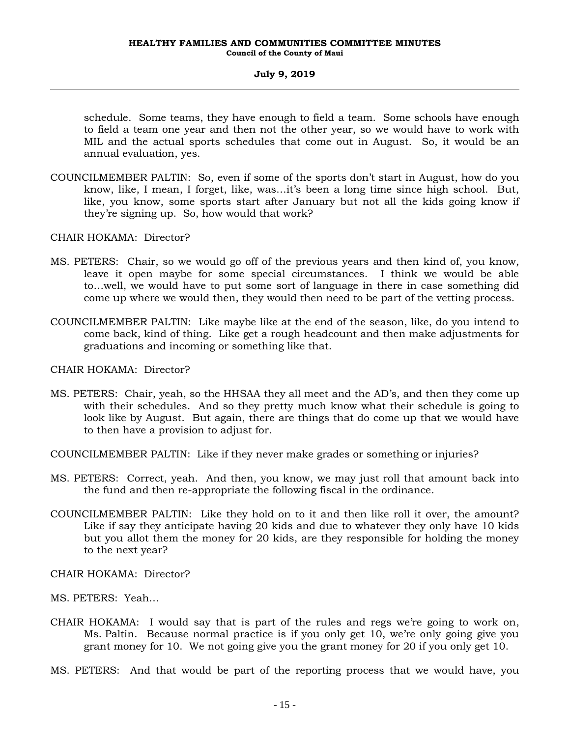schedule. Some teams, they have enough to field a team. Some schools have enough to field a team one year and then not the other year, so we would have to work with MIL and the actual sports schedules that come out in August. So, it would be an annual evaluation, yes.

COUNCILMEMBER PALTIN: So, even if some of the sports don't start in August, how do you know, like, I mean, I forget, like, was...it's been a long time since high school. But, like, you know, some sports start after January but not all the kids going know if they're signing up. So, how would that work?

CHAIR HOKAMA: Director?

MS. PETERS: Chair, so we would go off of the previous years and then kind of, you know, leave it open maybe for some special circumstances. I think we would be able to...well, we would have to put some sort of language in there in case something did come up where we would then, they would then need to be part of the vetting process.

COUNCILMEMBER PALTIN: Like maybe like at the end of the season, like, do you intend to come back, kind of thing. Like get a rough headcount and then make adjustments for graduations and incoming or something like that.

CHAIR HOKAMA: Director?

MS. PETERS: Chair, yeah, so the HHSAA they all meet and the AD's, and then they come up with their schedules. And so they pretty much know what their schedule is going to look like by August. But again, there are things that do come up that we would have to then have a provision to adjust for.

COUNCILMEMBER PALTIN: Like if they never make grades or something or injuries?

MS. PETERS: Correct, yeah. And then, you know, we may just roll that amount back into the fund and then re-appropriate the following fiscal in the ordinance.

COUNCILMEMBER PALTIN: Like they hold on to it and then like roll it over, the amount? Like if say they anticipate having 20 kids and due to whatever they only have 10 kids but you allot them the money for 20 kids, are they responsible for holding the money to the next year?

CHAIR HOKAMA: Director?

MS. PETERS: Yeah...

CHAIR HOKAMA: I would say that is part of the rules and regs we're going to work on, Ms. Paltin. Because normal practice is if you only get 10, we're only going give you grant money for 10. We not going give you the grant money for 20 if you only get 10.

MS. PETERS: And that would be part of the reporting process that we would have, you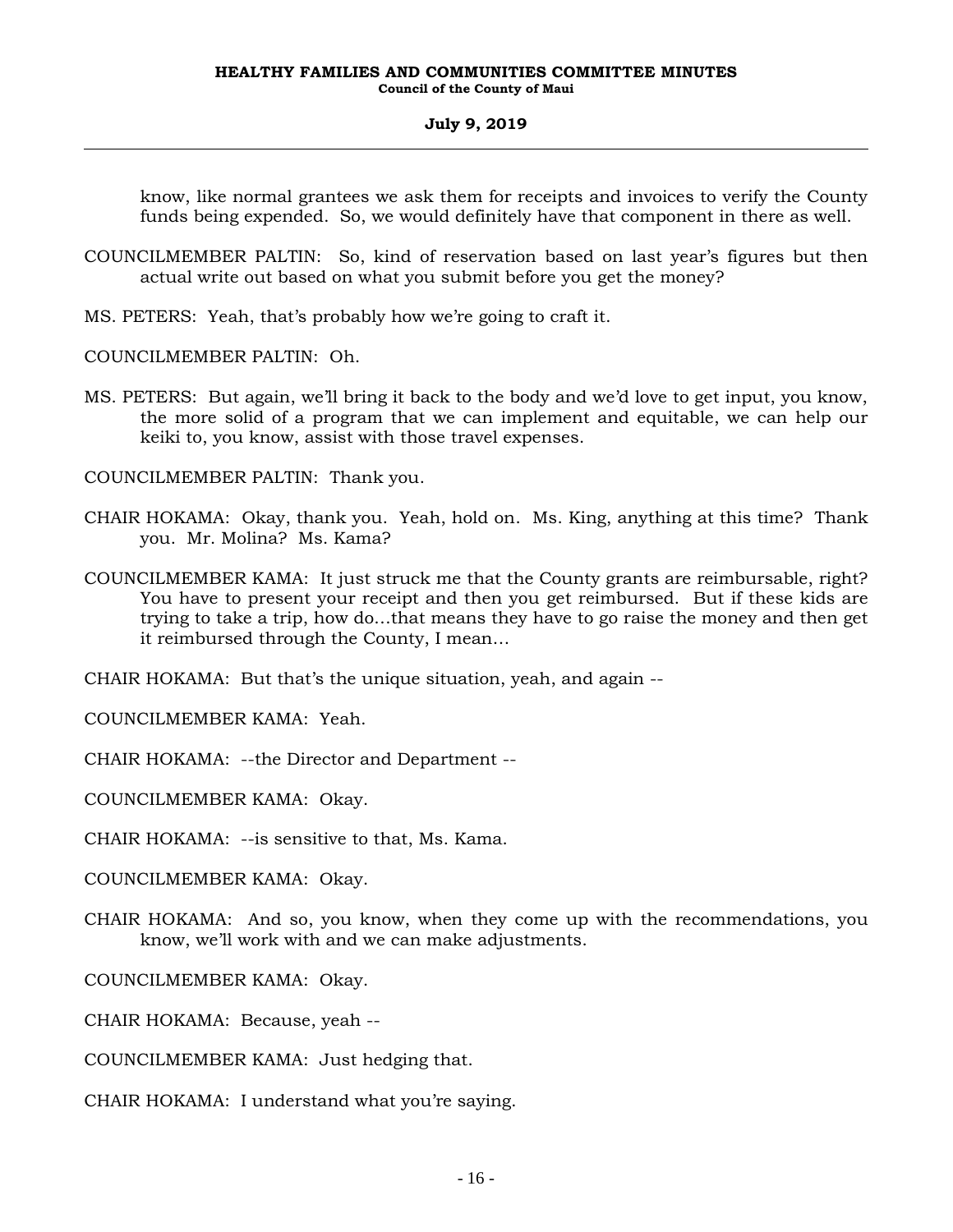know, like normal grantees we ask them for receipts and invoices to verify the County funds being expended. So, we would definitely have that component in there as well.

COUNCILMEMBER PALTIN: So, kind of reservation based on last year's figures but then actual write out based on what you submit before you get the money?

MS. PETERS: Yeah, that's probably how we're going to craft it.

COUNCILMEMBER PALTIN: Oh.

MS. PETERS: But again, we'll bring it back to the body and we'd love to get input, you know, the more solid of a program that we can implement and equitable, we can help our keiki to, you know, assist with those travel expenses.

COUNCILMEMBER PALTIN: Thank you.

CHAIR HOKAMA: Okay, thank you. Yeah, hold on. Ms. King, anything at this time? Thank you. Mr. Molina? Ms. Kama?

COUNCILMEMBER KAMA: It just struck me that the County grants are reimbursable, right? You have to present your receipt and then you get reimbursed. But if these kids are trying to take a trip, how do…that means they have to go raise the money and then get it reimbursed through the County, I mean…

CHAIR HOKAMA: But that's the unique situation, yeah, and again --

COUNCILMEMBER KAMA: Yeah.

CHAIR HOKAMA: --the Director and Department --

COUNCILMEMBER KAMA: Okay.

CHAIR HOKAMA: --is sensitive to that, Ms. Kama.

COUNCILMEMBER KAMA: Okay.

CHAIR HOKAMA: And so, you know, when they come up with the recommendations, you know, we'll work with and we can make adjustments.

COUNCILMEMBER KAMA: Okay.

CHAIR HOKAMA: Because, yeah --

COUNCILMEMBER KAMA: Just hedging that.

CHAIR HOKAMA: I understand what you're saying.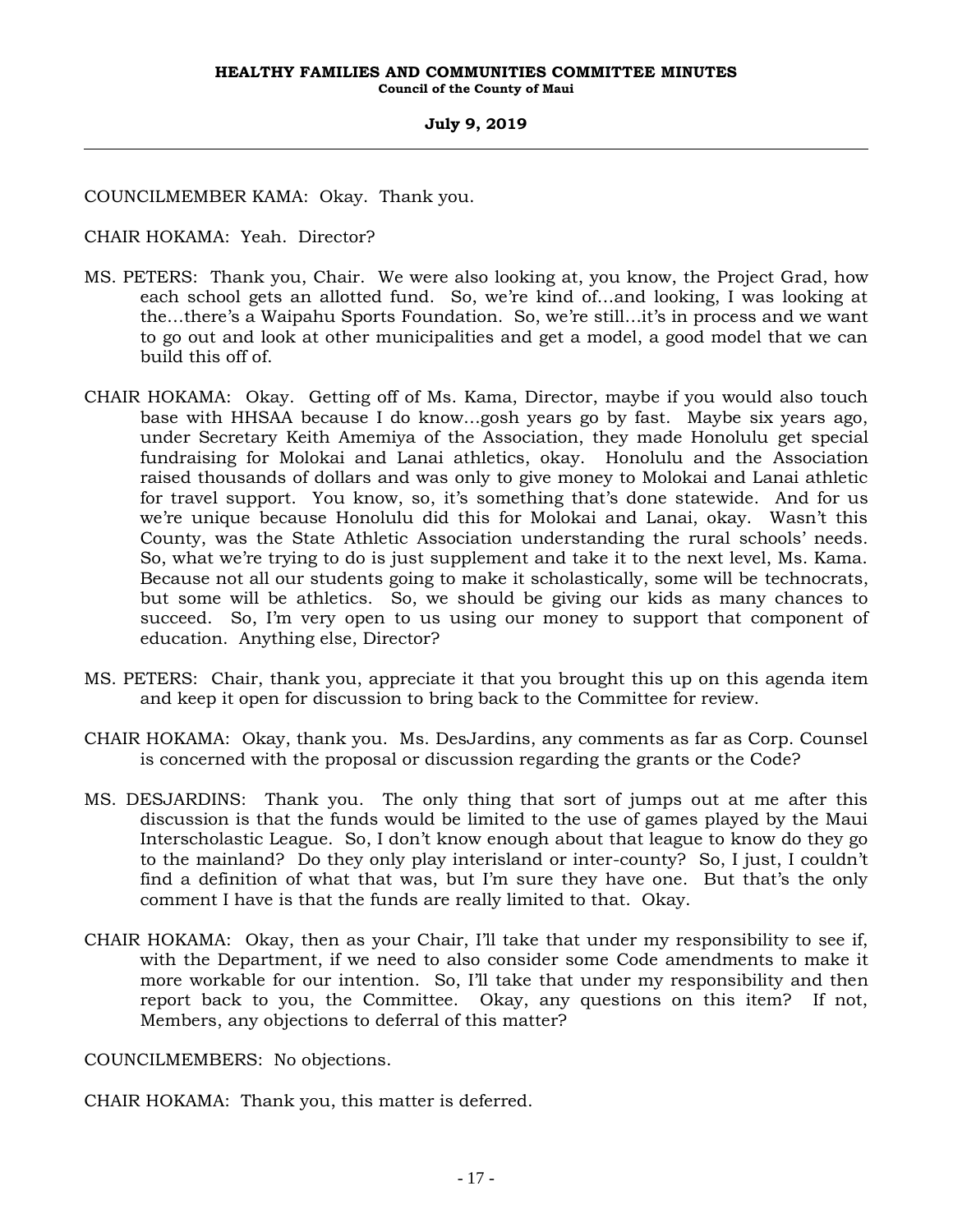COUNCILMEMBER KAMA: Okay. Thank you.

CHAIR HOKAMA: Yeah. Director?

MS. PETERS: Thank you, Chair. We were also looking at, you know, the Project Grad, how each school gets an allotted fund. So, we're kind of...and looking, I was looking at the...there's a Waipahu Sports Foundation. So, we're still...it's in process and we want to go out and look at other municipalities and get a model, a good model that we can build this off of.

CHAIR HOKAMA: Okay. Getting off of Ms. Kama, Director, maybe if you would also touch base with HHSAA because I do know...gosh years go by fast. Maybe six years ago, under Secretary Keith Amemiya of the Association, they made Honolulu get special fundraising for Molokai and Lanai athletics, okay. Honolulu and the Association raised thousands of dollars and was only to give money to Molokai and Lanai athletic for travel support. You know, so, it's something that's done statewide. And for us we're unique because Honolulu did this for Molokai and Lanai, okay. Wasn't this County, was the State Athletic Association understanding the rural schools' needs. So, what we're trying to do is just supplement and take it to the next level, Ms. Kama. Because not all our students going to make it scholastically, some will be technocrats, but some will be athletics. So, we should be giving our kids as many chances to succeed. So, I'm very open to us using our money to support that component of education. Anything else, Director?

MS. PETERS: Chair, thank you, appreciate it that you brought this up on this agenda item and keep it open for discussion to bring back to the Committee for review.

CHAIR HOKAMA: Okay, thank you. Ms. DesJardins, any comments as far as Corp. Counsel is concerned with the proposal or discussion regarding the grants or the Code?

MS. DESJARDINS: Thank you. The only thing that sort of jumps out at me after this discussion is that the funds would be limited to the use of games played by the Maui Interscholastic League. So, I don't know enough about that league to know do they go to the mainland? Do they only play interisland or inter-county? So, I just, I couldn't find a definition of what that was, but I'm sure they have one. But that's the only comment I have is that the funds are really limited to that. Okay.

CHAIR HOKAMA: Okay, then as your Chair, I'll take that under my responsibility to see if, with the Department, if we need to also consider some Code amendments to make it more workable for our intention. So, I'll take that under my responsibility and then report back to you, the Committee. Okay, any questions on this item? If not, Members, any objections to deferral of this matter?

COUNCILMEMBERS: No objections.

CHAIR HOKAMA: Thank you, this matter is deferred.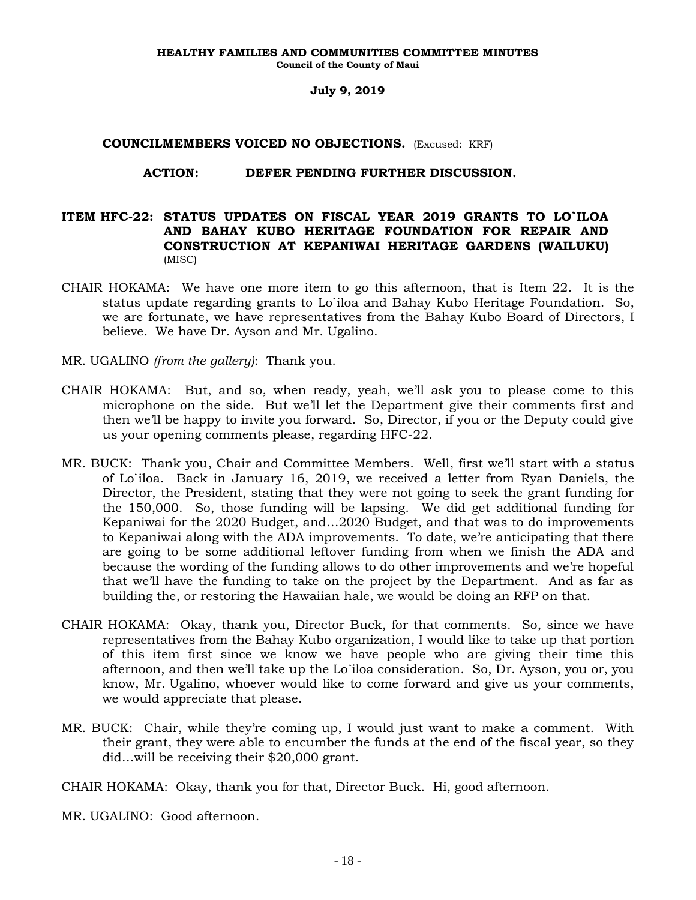**COUNCILMEMBERS VOICED NO OBJECTIONS.** (Excused: KRF)

**ACTION: DEFER PENDING FURTHER DISCUSSION.**

**ITEM HFC-22: STATUS UPDATES ON FISCAL YEAR 2019 GRANTS TO LO`ILOA AND BAHAY KUBO HERITAGE FOUNDATION FOR REPAIR AND CONSTRUCTION AT KEPANIWAI HERITAGE GARDENS (WAILUKU)** (MISC)

CHAIR HOKAMA: We have one more item to go this afternoon, that is Item 22. It is the status update regarding grants to Lo`iloa and Bahay Kubo Heritage Foundation. So, we are fortunate, we have representatives from the Bahay Kubo Board of Directors, I believe. We have Dr. Ayson and Mr. Ugalino.

MR. UGALINO *(from the gallery)*: Thank you.

CHAIR HOKAMA: But, and so, when ready, yeah, we'll ask you to please come to this microphone on the side. But we'll let the Department give their comments first and then we'll be happy to invite you forward. So, Director, if you or the Deputy could give us your opening comments please, regarding HFC-22.

MR. BUCK: Thank you, Chair and Committee Members. Well, first we'll start with a status of Lo`iloa. Back in January 16, 2019, we received a letter from Ryan Daniels, the Director, the President, stating that they were not going to seek the grant funding for the 150,000. So, those funding will be lapsing. We did get additional funding for Kepaniwai for the 2020 Budget, and...2020 Budget, and that was to do improvements to Kepaniwai along with the ADA improvements. To date, we're anticipating that there are going to be some additional leftover funding from when we finish the ADA and because the wording of the funding allows to do other improvements and we're hopeful that we'll have the funding to take on the project by the Department. And as far as building the, or restoring the Hawaiian hale, we would be doing an RFP on that.

CHAIR HOKAMA: Okay, thank you, Director Buck, for that comments. So, since we have representatives from the Bahay Kubo organization, I would like to take up that portion of this item first since we know we have people who are giving their time this afternoon, and then we'll take up the Lo`iloa consideration. So, Dr. Ayson, you or, you know, Mr. Ugalino, whoever would like to come forward and give us your comments, we would appreciate that please.

MR. BUCK: Chair, while they're coming up, I would just want to make a comment. With their grant, they were able to encumber the funds at the end of the fiscal year, so they did...will be receiving their $20,000 grant.

CHAIR HOKAMA: Okay, thank you for that, Director Buck. Hi, good afternoon.

MR. UGALINO: Good afternoon.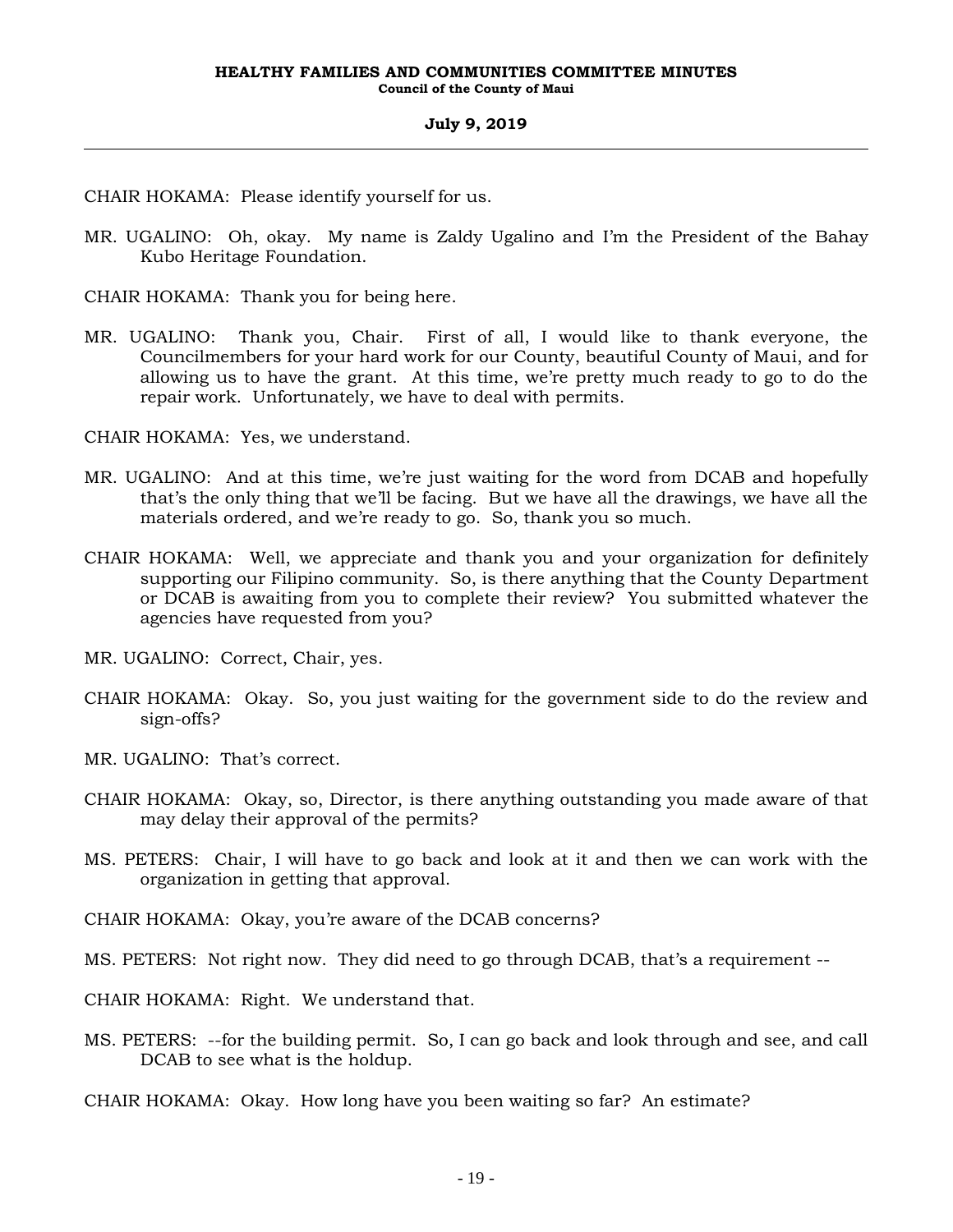CHAIR HOKAMA: Please identify yourself for us.

MR. UGALINO: Oh, okay. My name is Zaldy Ugalino and I'm the President of the Bahay Kubo Heritage Foundation.

CHAIR HOKAMA: Thank you for being here.

MR. UGALINO: Thank you, Chair. First of all, I would like to thank everyone, the Councilmembers for your hard work for our County, beautiful County of Maui, and for allowing us to have the grant. At this time, we're pretty much ready to go to do the repair work. Unfortunately, we have to deal with permits.

CHAIR HOKAMA: Yes, we understand.

MR. UGALINO: And at this time, we're just waiting for the word from DCAB and hopefully that's the only thing that we'll be facing. But we have all the drawings, we have all the materials ordered, and we're ready to go. So, thank you so much.

CHAIR HOKAMA: Well, we appreciate and thank you and your organization for definitely supporting our Filipino community. So, is there anything that the County Department or DCAB is awaiting from you to complete their review? You submitted whatever the agencies have requested from you?

MR. UGALINO: Correct, Chair, yes.

CHAIR HOKAMA: Okay. So, you just waiting for the government side to do the review and sign-offs?

MR. UGALINO: That's correct.

CHAIR HOKAMA: Okay, so, Director, is there anything outstanding you made aware of that may delay their approval of the permits?

MS. PETERS: Chair, I will have to go back and look at it and then we can work with the organization in getting that approval.

CHAIR HOKAMA: Okay, you're aware of the DCAB concerns?

MS. PETERS: Not right now. They did need to go through DCAB, that's a requirement --

CHAIR HOKAMA: Right. We understand that.

MS. PETERS: --for the building permit. So, I can go back and look through and see, and call DCAB to see what is the holdup.

CHAIR HOKAMA: Okay. How long have you been waiting so far? An estimate?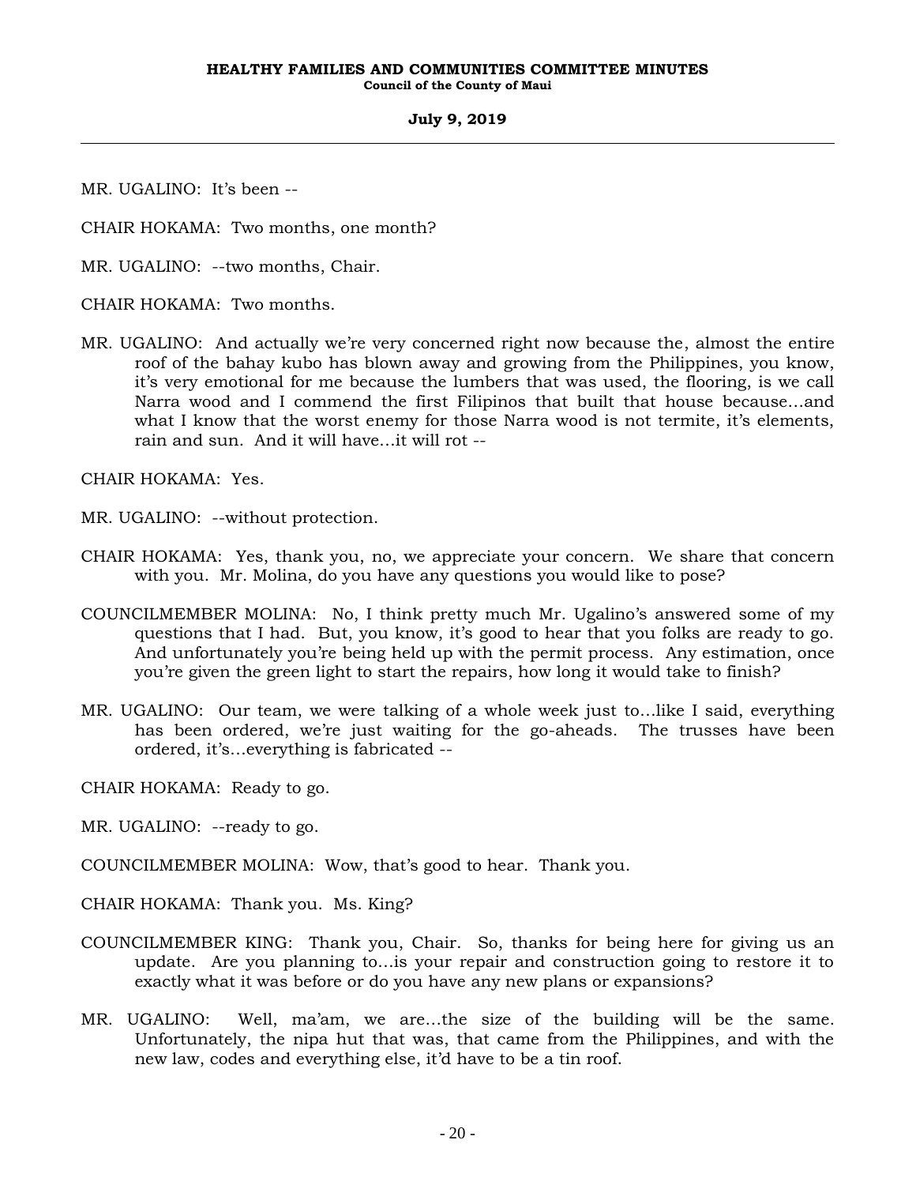MR. UGALINO: It's been --

CHAIR HOKAMA: Two months, one month?

MR. UGALINO: --two months, Chair.

CHAIR HOKAMA: Two months.

MR. UGALINO: And actually we're very concerned right now because the, almost the entire roof of the bahay kubo has blown away and growing from the Philippines, you know, it's very emotional for me because the lumbers that was used, the flooring, is we call Narra wood and I commend the first Filipinos that built that house because…and what I know that the worst enemy for those Narra wood is not termite, it's elements, rain and sun. And it will have…it will rot --

CHAIR HOKAMA: Yes.

MR. UGALINO: --without protection.

CHAIR HOKAMA: Yes, thank you, no, we appreciate your concern. We share that concern with you. Mr. Molina, do you have any questions you would like to pose?

COUNCILMEMBER MOLINA: No, I think pretty much Mr. Ugalino's answered some of my questions that I had. But, you know, it's good to hear that you folks are ready to go. And unfortunately you're being held up with the permit process. Any estimation, once you're given the green light to start the repairs, how long it would take to finish?

MR. UGALINO: Our team, we were talking of a whole week just to…like I said, everything has been ordered, we're just waiting for the go-aheads. The trusses have been ordered, it's…everything is fabricated --

CHAIR HOKAMA: Ready to go.

MR. UGALINO: --ready to go.

COUNCILMEMBER MOLINA: Wow, that's good to hear. Thank you.

CHAIR HOKAMA: Thank you. Ms. King?

COUNCILMEMBER KING: Thank you, Chair. So, thanks for being here for giving us an update. Are you planning to…is your repair and construction going to restore it to exactly what it was before or do you have any new plans or expansions?

MR. UGALINO: Well, ma'am, we are…the size of the building will be the same. Unfortunately, the nipa hut that was, that came from the Philippines, and with the new law, codes and everything else, it'd have to be a tin roof.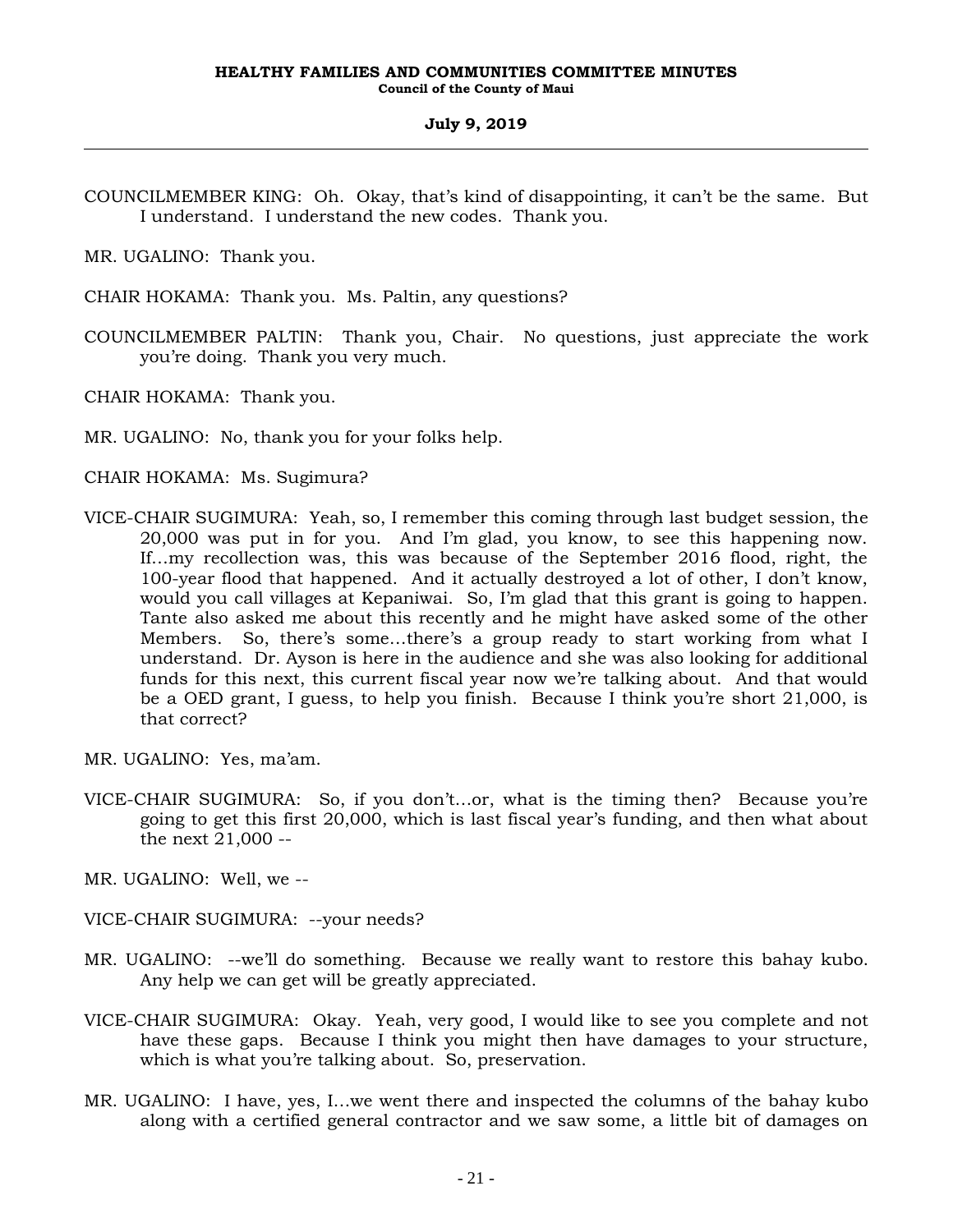COUNCILMEMBER KING: Oh. Okay, that's kind of disappointing, it can't be the same. But I understand. I understand the new codes. Thank you.

MR. UGALINO: Thank you.

CHAIR HOKAMA: Thank you. Ms. Paltin, any questions?

COUNCILMEMBER PALTIN: Thank you, Chair. No questions, just appreciate the work you're doing. Thank you very much.

CHAIR HOKAMA: Thank you.

MR. UGALINO: No, thank you for your folks help.

CHAIR HOKAMA: Ms. Sugimura?

VICE-CHAIR SUGIMURA: Yeah, so, I remember this coming through last budget session, the 20,000 was put in for you. And I'm glad, you know, to see this happening now. If...my recollection was, this was because of the September 2016 flood, right, the 100-year flood that happened. And it actually destroyed a lot of other, I don't know, would you call villages at Kepaniwai. So, I'm glad that this grant is going to happen. Tante also asked me about this recently and he might have asked some of the other Members. So, there's some...there's a group ready to start working from what I understand. Dr. Ayson is here in the audience and she was also looking for additional funds for this next, this current fiscal year now we're talking about. And that would be a OED grant, I guess, to help you finish. Because I think you're short 21,000, is that correct?

MR. UGALINO: Yes, ma'am.

VICE-CHAIR SUGIMURA: So, if you don't...or, what is the timing then? Because you're going to get this first 20,000, which is last fiscal year's funding, and then what about the next 21,000 --

MR. UGALINO: Well, we --

VICE-CHAIR SUGIMURA: --your needs?

MR. UGALINO: --we'll do something. Because we really want to restore this bahay kubo. Any help we can get will be greatly appreciated.

VICE-CHAIR SUGIMURA: Okay. Yeah, very good, I would like to see you complete and not have these gaps. Because I think you might then have damages to your structure, which is what you're talking about. So, preservation.

MR. UGALINO: I have, yes, I...we went there and inspected the columns of the bahay kubo along with a certified general contractor and we saw some, a little bit of damages on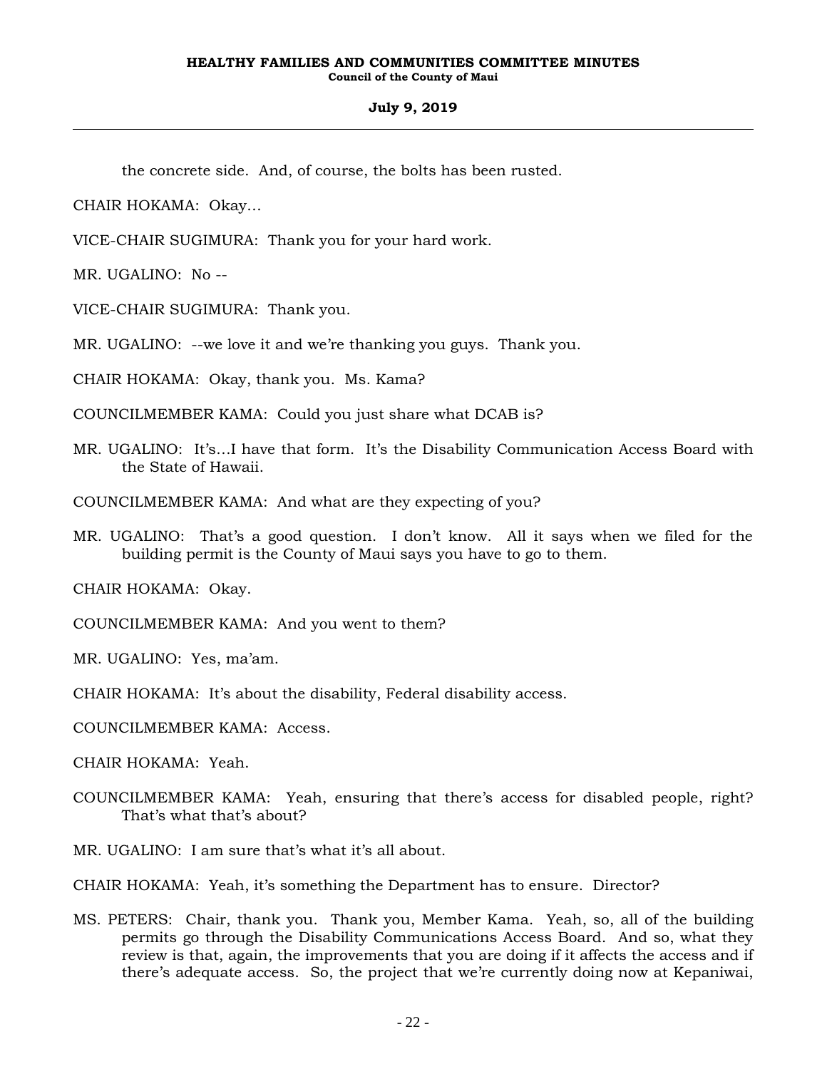the concrete side. And, of course, the bolts has been rusted.

CHAIR HOKAMA: Okay…

VICE-CHAIR SUGIMURA: Thank you for your hard work.

MR. UGALINO: No --

VICE-CHAIR SUGIMURA: Thank you.

MR. UGALINO: --we love it and we're thanking you guys. Thank you.

CHAIR HOKAMA: Okay, thank you. Ms. Kama?

COUNCILMEMBER KAMA: Could you just share what DCAB is?

MR. UGALINO: It's…I have that form. It's the Disability Communication Access Board with the State of Hawaii.

COUNCILMEMBER KAMA: And what are they expecting of you?

MR. UGALINO: That's a good question. I don't know. All it says when we filed for the building permit is the County of Maui says you have to go to them.

CHAIR HOKAMA: Okay.

COUNCILMEMBER KAMA: And you went to them?

MR. UGALINO: Yes, ma'am.

CHAIR HOKAMA: It's about the disability, Federal disability access.

COUNCILMEMBER KAMA: Access.

CHAIR HOKAMA: Yeah.

COUNCILMEMBER KAMA: Yeah, ensuring that there's access for disabled people, right? That's what that's about?

MR. UGALINO: I am sure that's what it's all about.

CHAIR HOKAMA: Yeah, it's something the Department has to ensure. Director?

MS. PETERS: Chair, thank you. Thank you, Member Kama. Yeah, so, all of the building permits go through the Disability Communications Access Board. And so, what they review is that, again, the improvements that you are doing if it affects the access and if there's adequate access. So, the project that we're currently doing now at Kepaniwai,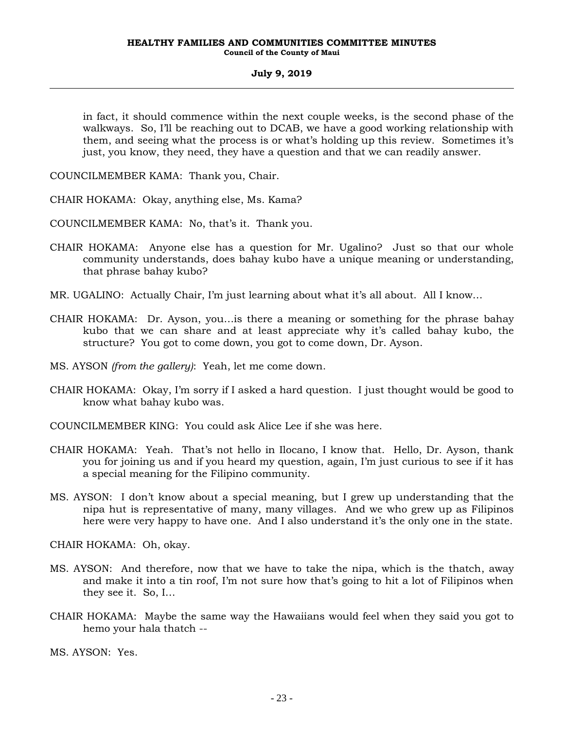in fact, it should commence within the next couple weeks, is the second phase of the walkways. So, I'll be reaching out to DCAB, we have a good working relationship with them, and seeing what the process is or what's holding up this review. Sometimes it's just, you know, they need, they have a question and that we can readily answer.

COUNCILMEMBER KAMA: Thank you, Chair.

CHAIR HOKAMA: Okay, anything else, Ms. Kama?

COUNCILMEMBER KAMA: No, that's it. Thank you.

CHAIR HOKAMA: Anyone else has a question for Mr. Ugalino? Just so that our whole community understands, does bahay kubo have a unique meaning or understanding, that phrase bahay kubo?

MR. UGALINO: Actually Chair, I'm just learning about what it's all about. All I know...

CHAIR HOKAMA: Dr. Ayson, you...is there a meaning or something for the phrase bahay kubo that we can share and at least appreciate why it's called bahay kubo, the structure? You got to come down, you got to come down, Dr. Ayson.

MS. AYSON *(from the gallery)*: Yeah, let me come down.

CHAIR HOKAMA: Okay, I'm sorry if I asked a hard question. I just thought would be good to know what bahay kubo was.

COUNCILMEMBER KING: You could ask Alice Lee if she was here.

CHAIR HOKAMA: Yeah. That's not hello in Ilocano, I know that. Hello, Dr. Ayson, thank you for joining us and if you heard my question, again, I'm just curious to see if it has a special meaning for the Filipino community.

MS. AYSON: I don't know about a special meaning, but I grew up understanding that the nipa hut is representative of many, many villages. And we who grew up as Filipinos here were very happy to have one. And I also understand it's the only one in the state.

CHAIR HOKAMA: Oh, okay.

MS. AYSON: And therefore, now that we have to take the nipa, which is the thatch, away and make it into a tin roof, I'm not sure how that's going to hit a lot of Filipinos when they see it. So, I...

CHAIR HOKAMA: Maybe the same way the Hawaiians would feel when they said you got to hemo your hala thatch --

MS. AYSON: Yes.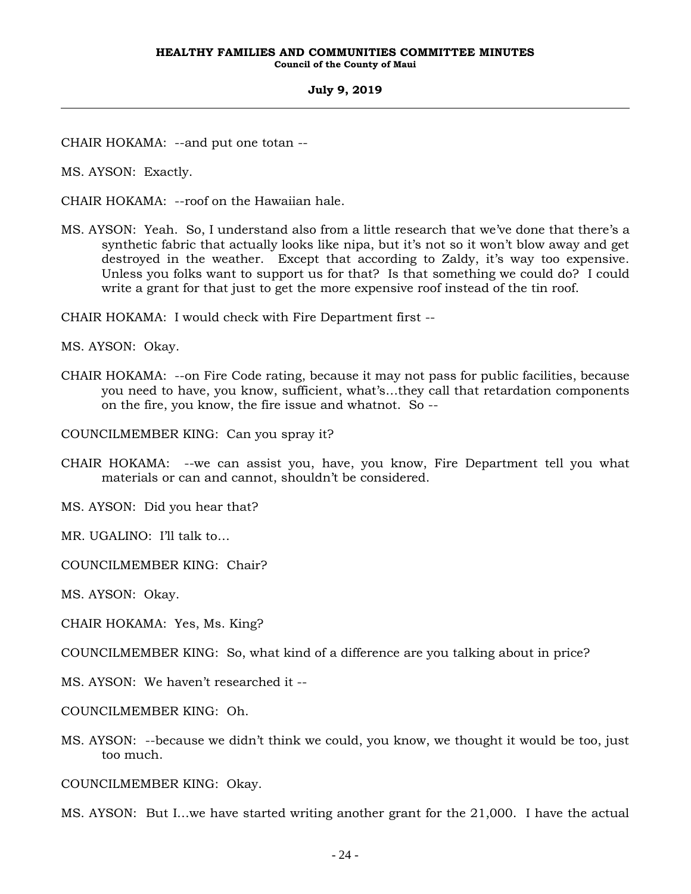CHAIR HOKAMA: --and put one totan --

MS. AYSON: Exactly.

CHAIR HOKAMA: --roof on the Hawaiian hale.

MS. AYSON: Yeah. So, I understand also from a little research that we've done that there's a synthetic fabric that actually looks like nipa, but it's not so it won't blow away and get destroyed in the weather. Except that according to Zaldy, it's way too expensive. Unless you folks want to support us for that? Is that something we could do? I could write a grant for that just to get the more expensive roof instead of the tin roof.

CHAIR HOKAMA: I would check with Fire Department first --

MS. AYSON: Okay.

CHAIR HOKAMA: --on Fire Code rating, because it may not pass for public facilities, because you need to have, you know, sufficient, what's...they call that retardation components on the fire, you know, the fire issue and whatnot. So --

COUNCILMEMBER KING: Can you spray it?

CHAIR HOKAMA: --we can assist you, have, you know, Fire Department tell you what materials or can and cannot, shouldn't be considered.

MS. AYSON: Did you hear that?

MR. UGALINO: I'll talk to…

COUNCILMEMBER KING: Chair?

MS. AYSON: Okay.

CHAIR HOKAMA: Yes, Ms. King?

COUNCILMEMBER KING: So, what kind of a difference are you talking about in price?

MS. AYSON: We haven't researched it --

COUNCILMEMBER KING: Oh.

MS. AYSON: --because we didn't think we could, you know, we thought it would be too, just too much.

COUNCILMEMBER KING: Okay.

MS. AYSON: But I...we have started writing another grant for the 21,000. I have the actual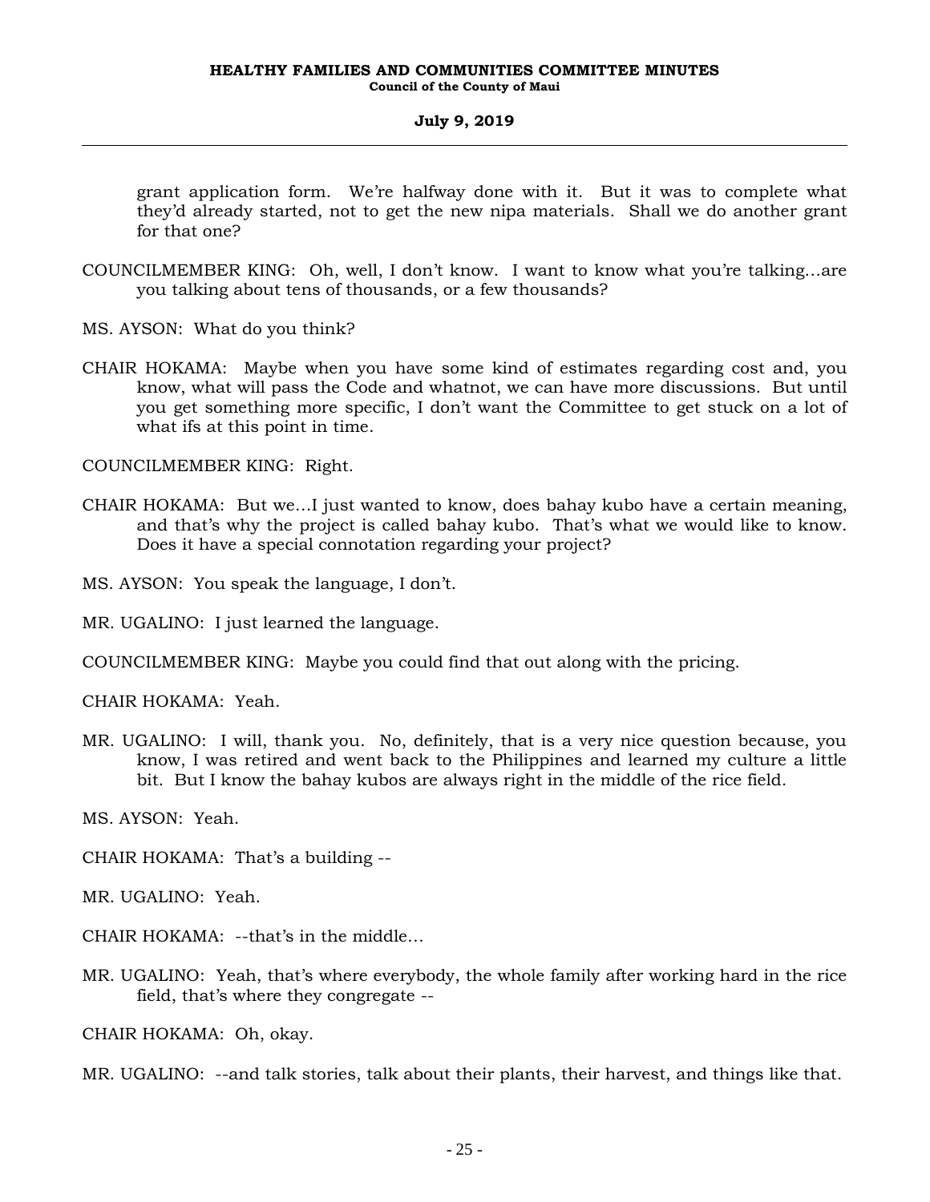grant application form. We're halfway done with it. But it was to complete what they'd already started, not to get the new nipa materials. Shall we do another grant for that one?

COUNCILMEMBER KING: Oh, well, I don't know. I want to know what you're talking...are you talking about tens of thousands, or a few thousands?

MS. AYSON: What do you think?

CHAIR HOKAMA: Maybe when you have some kind of estimates regarding cost and, you know, what will pass the Code and whatnot, we can have more discussions. But until you get something more specific, I don't want the Committee to get stuck on a lot of what ifs at this point in time.

COUNCILMEMBER KING: Right.

CHAIR HOKAMA: But we...I just wanted to know, does bahay kubo have a certain meaning, and that's why the project is called bahay kubo. That's what we would like to know. Does it have a special connotation regarding your project?

MS. AYSON: You speak the language, I don't.

MR. UGALINO: I just learned the language.

COUNCILMEMBER KING: Maybe you could find that out along with the pricing.

CHAIR HOKAMA: Yeah.

MR. UGALINO: I will, thank you. No, definitely, that is a very nice question because, you know, I was retired and went back to the Philippines and learned my culture a little bit. But I know the bahay kubos are always right in the middle of the rice field.

MS. AYSON: Yeah.

CHAIR HOKAMA: That's a building --

MR. UGALINO: Yeah.

CHAIR HOKAMA: --that's in the middle...

MR. UGALINO: Yeah, that's where everybody, the whole family after working hard in the rice field, that's where they congregate --

CHAIR HOKAMA: Oh, okay.

MR. UGALINO: --and talk stories, talk about their plants, their harvest, and things like that.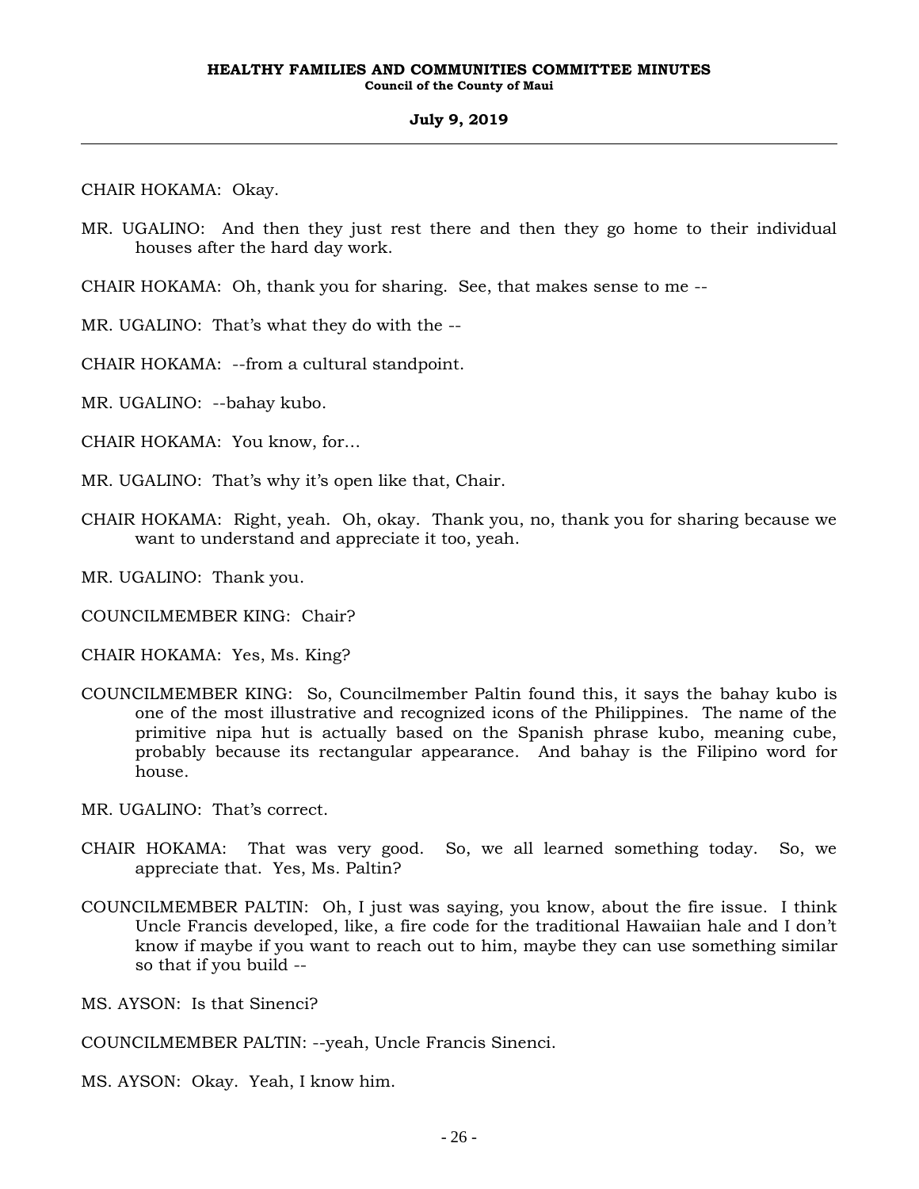CHAIR HOKAMA: Okay.

MR. UGALINO: And then they just rest there and then they go home to their individual houses after the hard day work.

CHAIR HOKAMA: Oh, thank you for sharing. See, that makes sense to me --

MR. UGALINO: That's what they do with the --

CHAIR HOKAMA: --from a cultural standpoint.

MR. UGALINO: --bahay kubo.

CHAIR HOKAMA: You know, for...

MR. UGALINO: That's why it's open like that, Chair.

CHAIR HOKAMA: Right, yeah. Oh, okay. Thank you, no, thank you for sharing because we want to understand and appreciate it too, yeah.

MR. UGALINO: Thank you.

COUNCILMEMBER KING: Chair?

CHAIR HOKAMA: Yes, Ms. King?

COUNCILMEMBER KING: So, Councilmember Paltin found this, it says the bahay kubo is one of the most illustrative and recognized icons of the Philippines. The name of the primitive nipa hut is actually based on the Spanish phrase kubo, meaning cube, probably because its rectangular appearance. And bahay is the Filipino word for house.

MR. UGALINO: That's correct.

CHAIR HOKAMA: That was very good. So, we all learned something today. So, we appreciate that. Yes, Ms. Paltin?

COUNCILMEMBER PALTIN: Oh, I just was saying, you know, about the fire issue. I think Uncle Francis developed, like, a fire code for the traditional Hawaiian hale and I don't know if maybe if you want to reach out to him, maybe they can use something similar so that if you build --

MS. AYSON: Is that Sinenci?

COUNCILMEMBER PALTIN: --yeah, Uncle Francis Sinenci.

MS. AYSON: Okay. Yeah, I know him.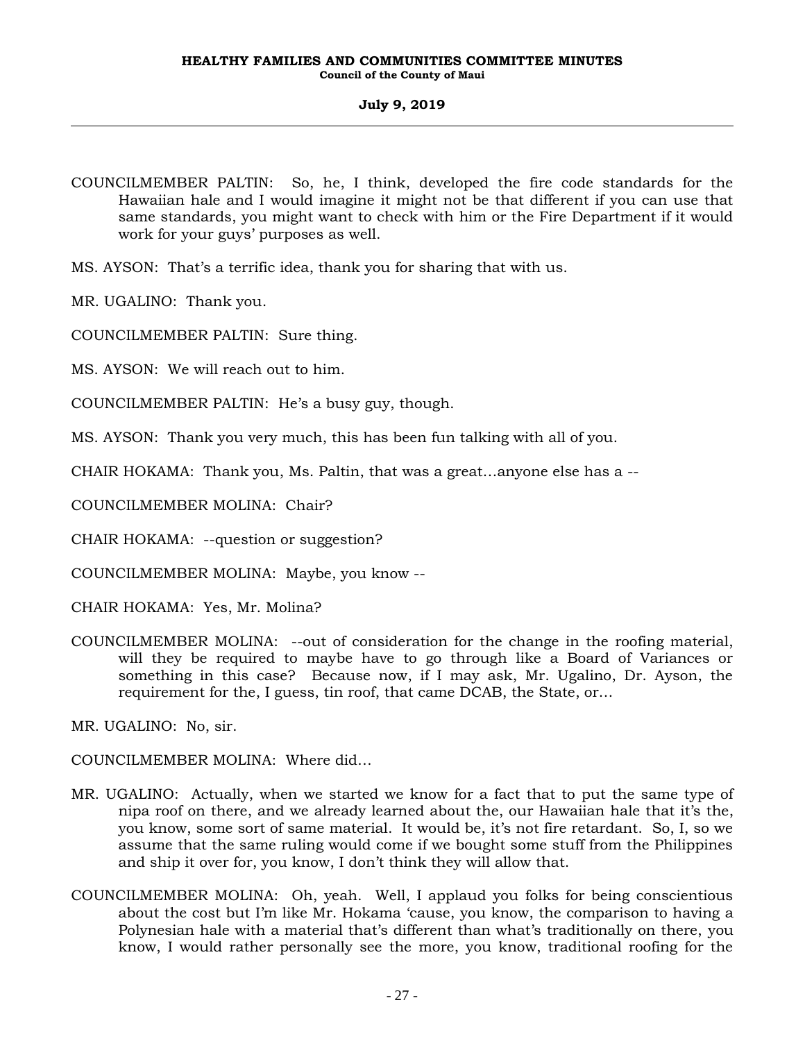COUNCILMEMBER PALTIN: So, he, I think, developed the fire code standards for the Hawaiian hale and I would imagine it might not be that different if you can use that same standards, you might want to check with him or the Fire Department if it would work for your guys' purposes as well.

MS. AYSON: That's a terrific idea, thank you for sharing that with us.

MR. UGALINO: Thank you.

COUNCILMEMBER PALTIN: Sure thing.

MS. AYSON: We will reach out to him.

COUNCILMEMBER PALTIN: He's a busy guy, though.

MS. AYSON: Thank you very much, this has been fun talking with all of you.

CHAIR HOKAMA: Thank you, Ms. Paltin, that was a great...anyone else has a --

COUNCILMEMBER MOLINA: Chair?

CHAIR HOKAMA: --question or suggestion?

COUNCILMEMBER MOLINA: Maybe, you know --

CHAIR HOKAMA: Yes, Mr. Molina?

COUNCILMEMBER MOLINA: --out of consideration for the change in the roofing material, will they be required to maybe have to go through like a Board of Variances or something in this case? Because now, if I may ask, Mr. Ugalino, Dr. Ayson, the requirement for the, I guess, tin roof, that came DCAB, the State, or...

MR. UGALINO: No, sir.

COUNCILMEMBER MOLINA: Where did...

MR. UGALINO: Actually, when we started we know for a fact that to put the same type of nipa roof on there, and we already learned about the, our Hawaiian hale that it's the, you know, some sort of same material. It would be, it's not fire retardant. So, I, so we assume that the same ruling would come if we bought some stuff from the Philippines and ship it over for, you know, I don't think they will allow that.

COUNCILMEMBER MOLINA: Oh, yeah. Well, I applaud you folks for being conscientious about the cost but I'm like Mr. Hokama 'cause, you know, the comparison to having a Polynesian hale with a material that's different than what's traditionally on there, you know, I would rather personally see the more, you know, traditional roofing for the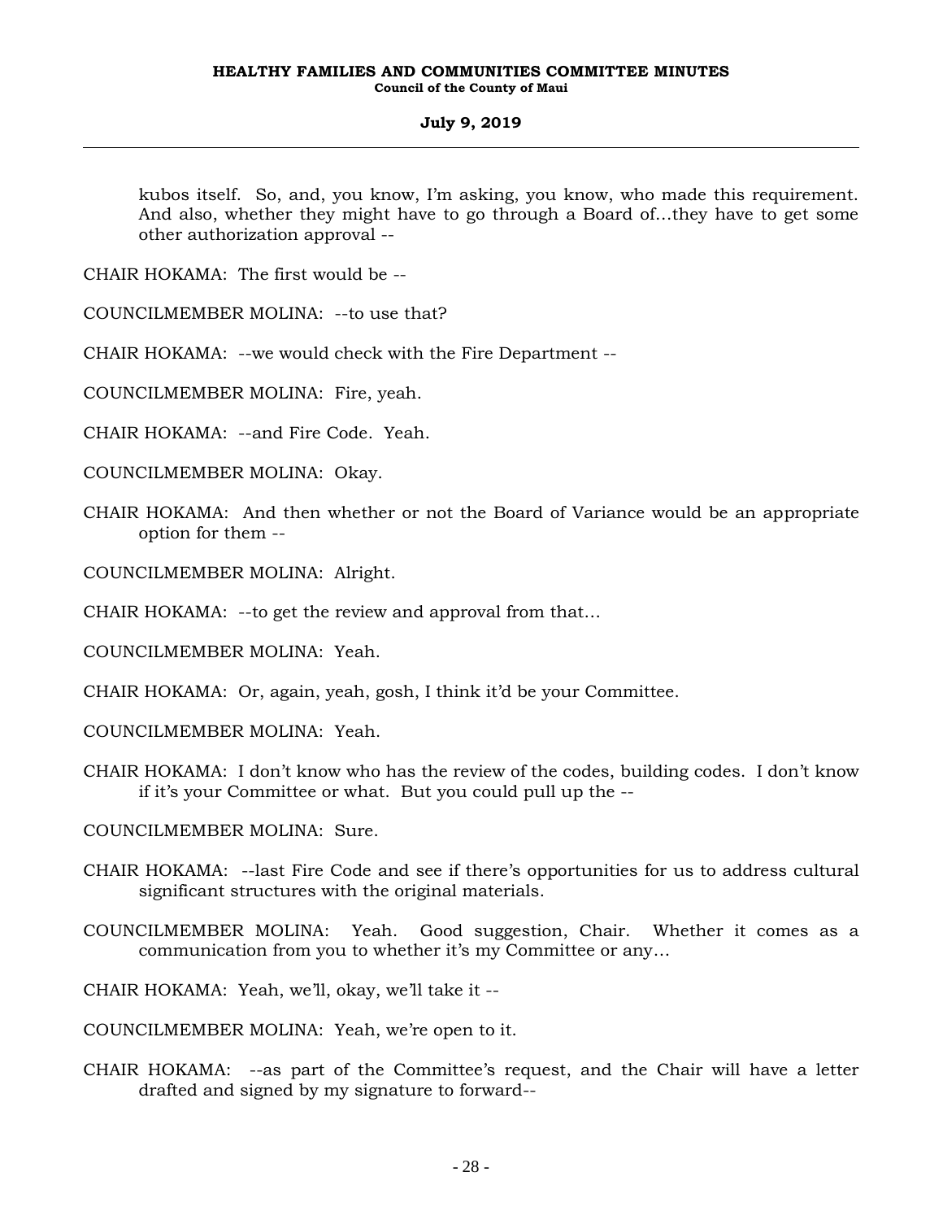kubos itself. So, and, you know, I'm asking, you know, who made this requirement. And also, whether they might have to go through a Board of…they have to get some other authorization approval --

CHAIR HOKAMA: The first would be --

COUNCILMEMBER MOLINA: --to use that?

CHAIR HOKAMA: --we would check with the Fire Department --

COUNCILMEMBER MOLINA: Fire, yeah.

CHAIR HOKAMA: --and Fire Code. Yeah.

COUNCILMEMBER MOLINA: Okay.

CHAIR HOKAMA: And then whether or not the Board of Variance would be an appropriate option for them --

COUNCILMEMBER MOLINA: Alright.

CHAIR HOKAMA: --to get the review and approval from that…

COUNCILMEMBER MOLINA: Yeah.

CHAIR HOKAMA: Or, again, yeah, gosh, I think it'd be your Committee.

COUNCILMEMBER MOLINA: Yeah.

CHAIR HOKAMA: I don't know who has the review of the codes, building codes. I don't know if it's your Committee or what. But you could pull up the --

COUNCILMEMBER MOLINA: Sure.

CHAIR HOKAMA: --last Fire Code and see if there's opportunities for us to address cultural significant structures with the original materials.

COUNCILMEMBER MOLINA: Yeah. Good suggestion, Chair. Whether it comes as a communication from you to whether it's my Committee or any…

CHAIR HOKAMA: Yeah, we'll, okay, we'll take it --

COUNCILMEMBER MOLINA: Yeah, we're open to it.

CHAIR HOKAMA: --as part of the Committee's request, and the Chair will have a letter drafted and signed by my signature to forward--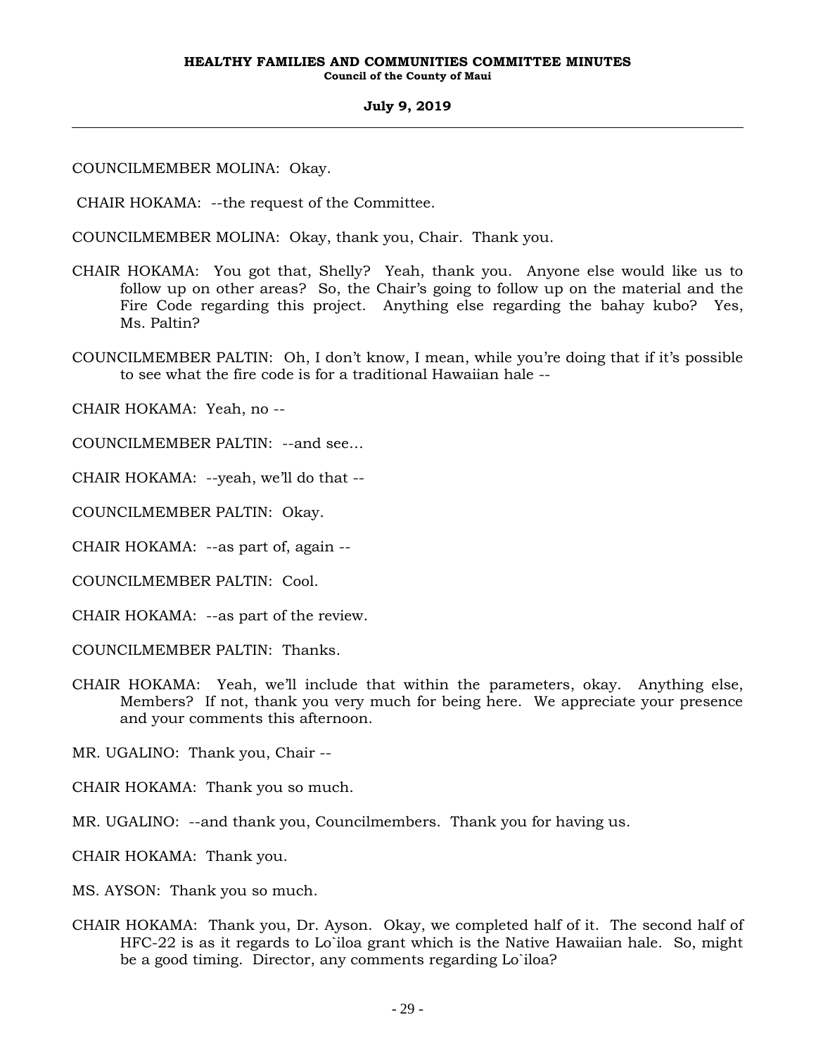COUNCILMEMBER MOLINA: Okay.

CHAIR HOKAMA: --the request of the Committee.

COUNCILMEMBER MOLINA: Okay, thank you, Chair. Thank you.

CHAIR HOKAMA: You got that, Shelly? Yeah, thank you. Anyone else would like us to follow up on other areas? So, the Chair's going to follow up on the material and the Fire Code regarding this project. Anything else regarding the bahay kubo? Yes, Ms. Paltin?

COUNCILMEMBER PALTIN: Oh, I don't know, I mean, while you're doing that if it's possible to see what the fire code is for a traditional Hawaiian hale --

CHAIR HOKAMA: Yeah, no --

COUNCILMEMBER PALTIN: --and see...

CHAIR HOKAMA: --yeah, we'll do that --

COUNCILMEMBER PALTIN: Okay.

CHAIR HOKAMA: --as part of, again --

COUNCILMEMBER PALTIN: Cool.

CHAIR HOKAMA: --as part of the review.

COUNCILMEMBER PALTIN: Thanks.

CHAIR HOKAMA: Yeah, we'll include that within the parameters, okay. Anything else, Members? If not, thank you very much for being here. We appreciate your presence and your comments this afternoon.

MR. UGALINO: Thank you, Chair --

CHAIR HOKAMA: Thank you so much.

MR. UGALINO: --and thank you, Councilmembers. Thank you for having us.

CHAIR HOKAMA: Thank you.

MS. AYSON: Thank you so much.

CHAIR HOKAMA: Thank you, Dr. Ayson. Okay, we completed half of it. The second half of HFC-22 is as it regards to Lo`iloa grant which is the Native Hawaiian hale. So, might be a good timing. Director, any comments regarding Lo`iloa?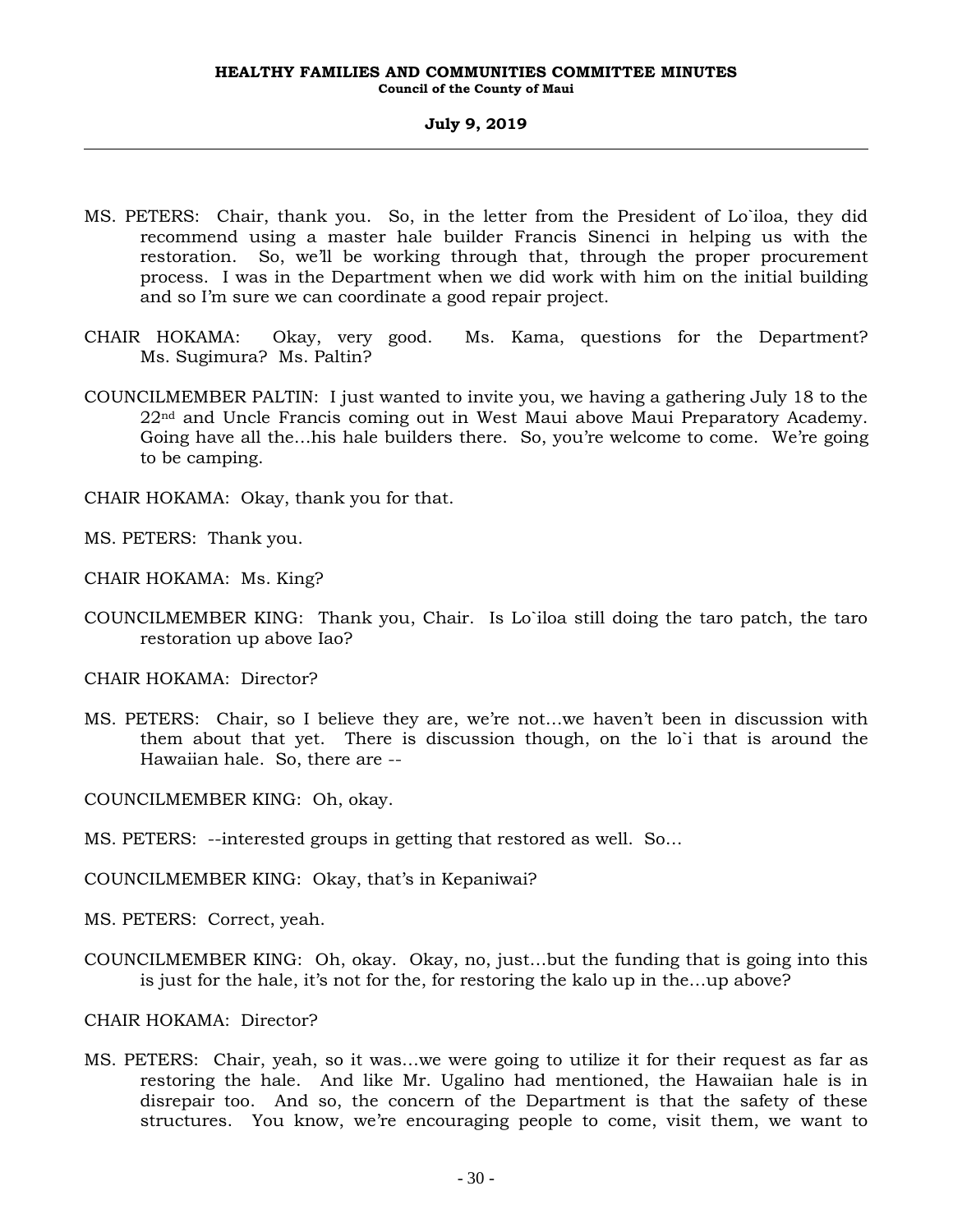MS. PETERS: Chair, thank you. So, in the letter from the President of Lo`iloa, they did recommend using a master hale builder Francis Sinenci in helping us with the restoration. So, we'll be working through that, through the proper procurement process. I was in the Department when we did work with him on the initial building and so I'm sure we can coordinate a good repair project.

CHAIR HOKAMA: Okay, very good. Ms. Kama, questions for the Department? Ms. Sugimura? Ms. Paltin?

COUNCILMEMBER PALTIN: I just wanted to invite you, we having a gathering July 18 to the 22nd and Uncle Francis coming out in West Maui above Maui Preparatory Academy. Going have all the…his hale builders there. So, you're welcome to come. We're going to be camping.

CHAIR HOKAMA: Okay, thank you for that.

MS. PETERS: Thank you.

CHAIR HOKAMA: Ms. King?

COUNCILMEMBER KING: Thank you, Chair. Is Lo`iloa still doing the taro patch, the taro restoration up above Iao?

CHAIR HOKAMA: Director?

MS. PETERS: Chair, so I believe they are, we're not…we haven't been in discussion with them about that yet. There is discussion though, on the lo`i that is around the Hawaiian hale. So, there are --

COUNCILMEMBER KING: Oh, okay.

MS. PETERS: --interested groups in getting that restored as well. So…

COUNCILMEMBER KING: Okay, that's in Kepaniwai?

MS. PETERS: Correct, yeah.

COUNCILMEMBER KING: Oh, okay. Okay, no, just…but the funding that is going into this is just for the hale, it's not for the, for restoring the kalo up in the…up above?

CHAIR HOKAMA: Director?

MS. PETERS: Chair, yeah, so it was…we were going to utilize it for their request as far as restoring the hale. And like Mr. Ugalino had mentioned, the Hawaiian hale is in disrepair too. And so, the concern of the Department is that the safety of these structures. You know, we're encouraging people to come, visit them, we want to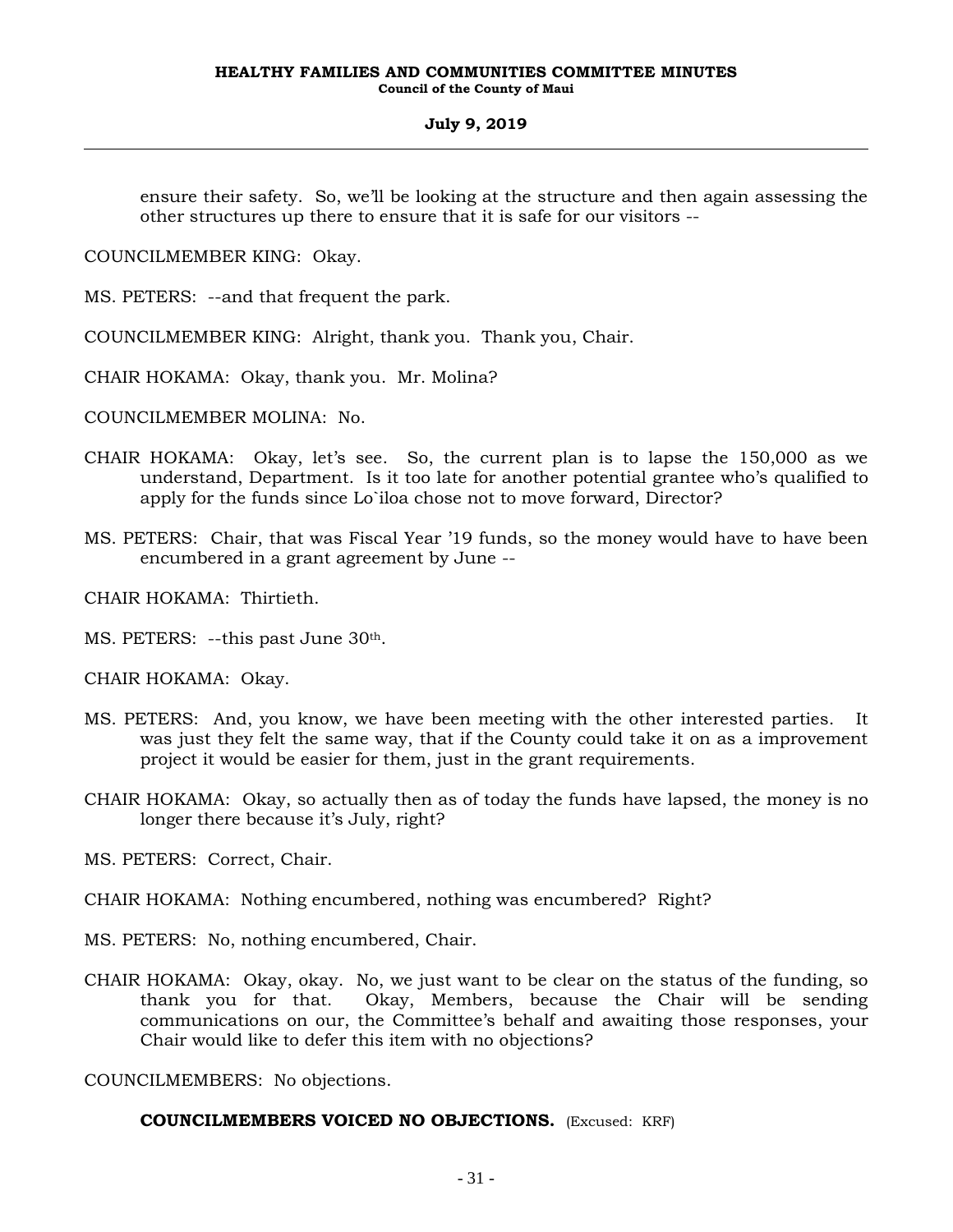ensure their safety. So, we'll be looking at the structure and then again assessing the other structures up there to ensure that it is safe for our visitors --

COUNCILMEMBER KING: Okay.

MS. PETERS: --and that frequent the park.

COUNCILMEMBER KING: Alright, thank you. Thank you, Chair.

CHAIR HOKAMA: Okay, thank you. Mr. Molina?

COUNCILMEMBER MOLINA: No.

CHAIR HOKAMA: Okay, let's see. So, the current plan is to lapse the 150,000 as we understand, Department. Is it too late for another potential grantee who's qualified to apply for the funds since Lo`iloa chose not to move forward, Director?

MS. PETERS: Chair, that was Fiscal Year '19 funds, so the money would have to have been encumbered in a grant agreement by June --

CHAIR HOKAMA: Thirtieth.

MS. PETERS: --this past June 30th.

CHAIR HOKAMA: Okay.

MS. PETERS: And, you know, we have been meeting with the other interested parties. It was just they felt the same way, that if the County could take it on as a improvement project it would be easier for them, just in the grant requirements.

CHAIR HOKAMA: Okay, so actually then as of today the funds have lapsed, the money is no longer there because it's July, right?

MS. PETERS: Correct, Chair.

CHAIR HOKAMA: Nothing encumbered, nothing was encumbered? Right?

MS. PETERS: No, nothing encumbered, Chair.

CHAIR HOKAMA: Okay, okay. No, we just want to be clear on the status of the funding, so thank you for that. Okay, Members, because the Chair will be sending communications on our, the Committee's behalf and awaiting those responses, your Chair would like to defer this item with no objections?

COUNCILMEMBERS: No objections.

**COUNCILMEMBERS VOICED NO OBJECTIONS.** (Excused: KRF)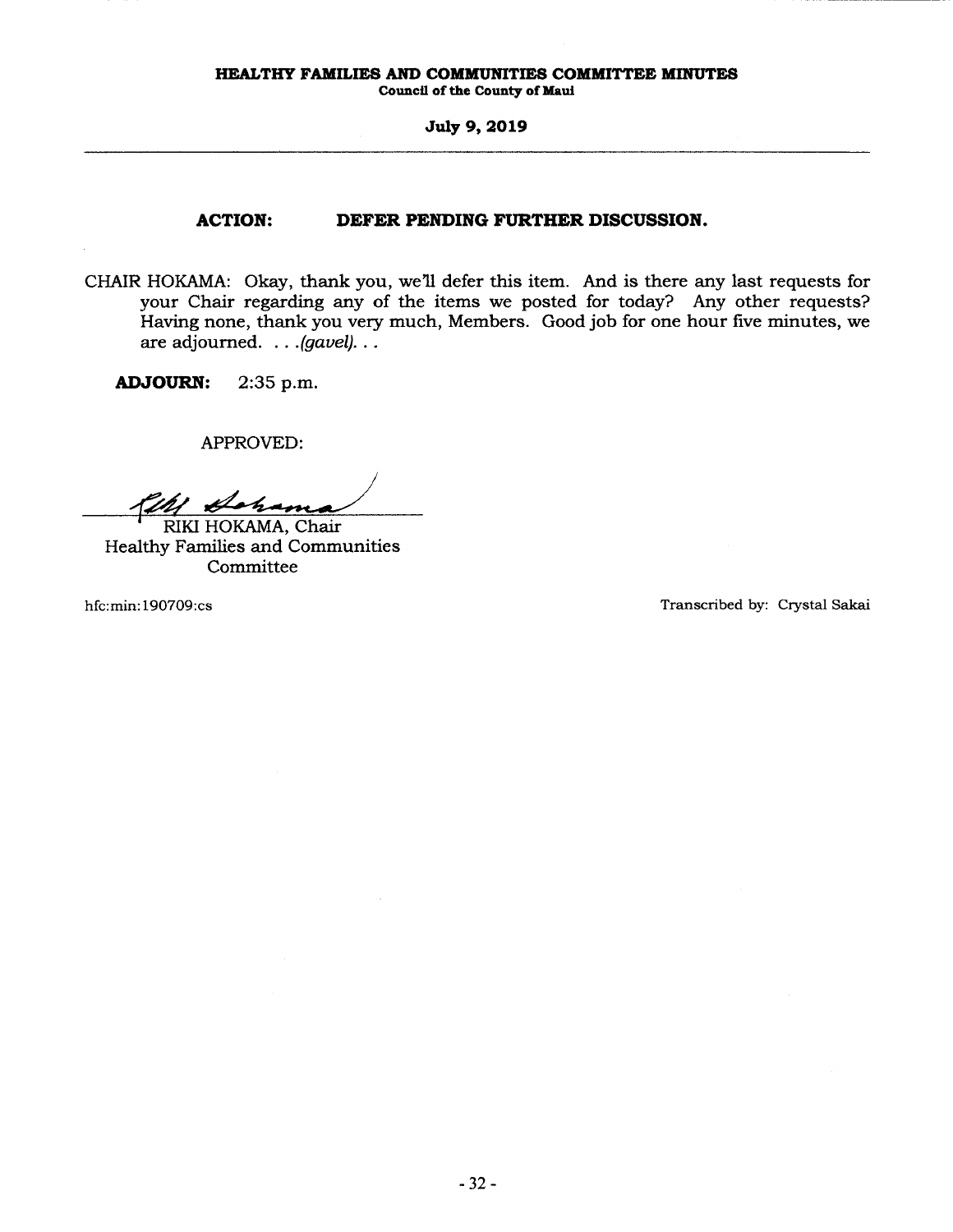**ACTION: DEFER PENDING FURTHER DISCUSSION.**

CHAIR HOKAMA: Okay, thank you, we'll defer this item. And is there any last requests for your Chair regarding any of the items we posted for today? Any other requests? Having none, thank you very much, Members. Good job for one hour five minutes, we are adjourned. . . .*(gavel)*. . .

**ADJOURN:** 2:35 p.m.

APPROVED:

RIKI HOKAMA, Chair
Healthy Families and Communities Committee

hfc:min:190709:cs

Transcribed by: Crystal Sakai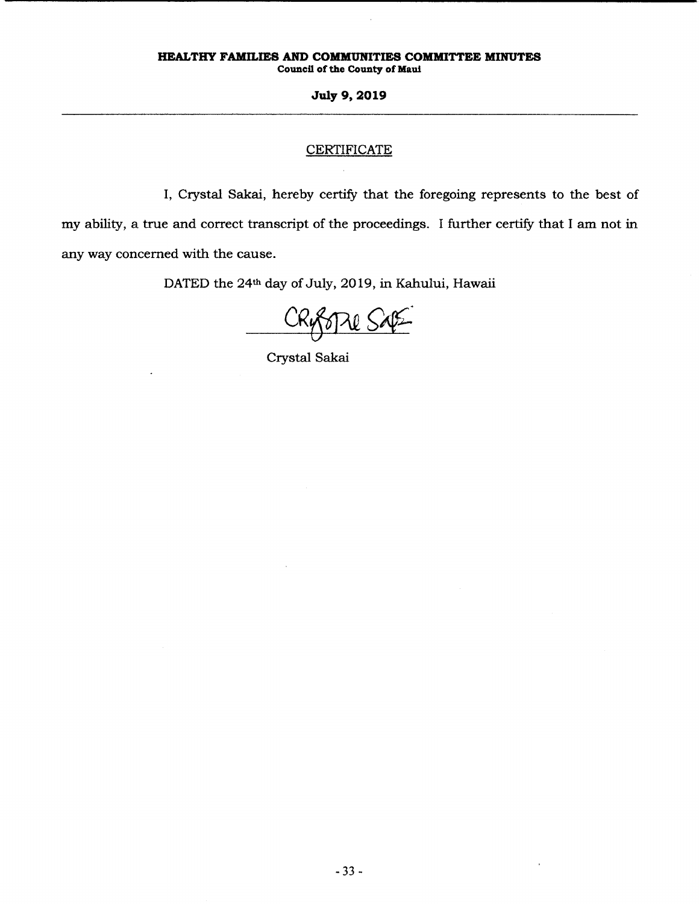## CERTIFICATE

I, Crystal Sakai, hereby certify that the foregoing represents to the best of my ability, a true and correct transcript of the proceedings. I further certify that I am not in any way concerned with the cause.

DATED the 24th day of July, 2019, in Kahului, Hawaii

Crystal Sakai